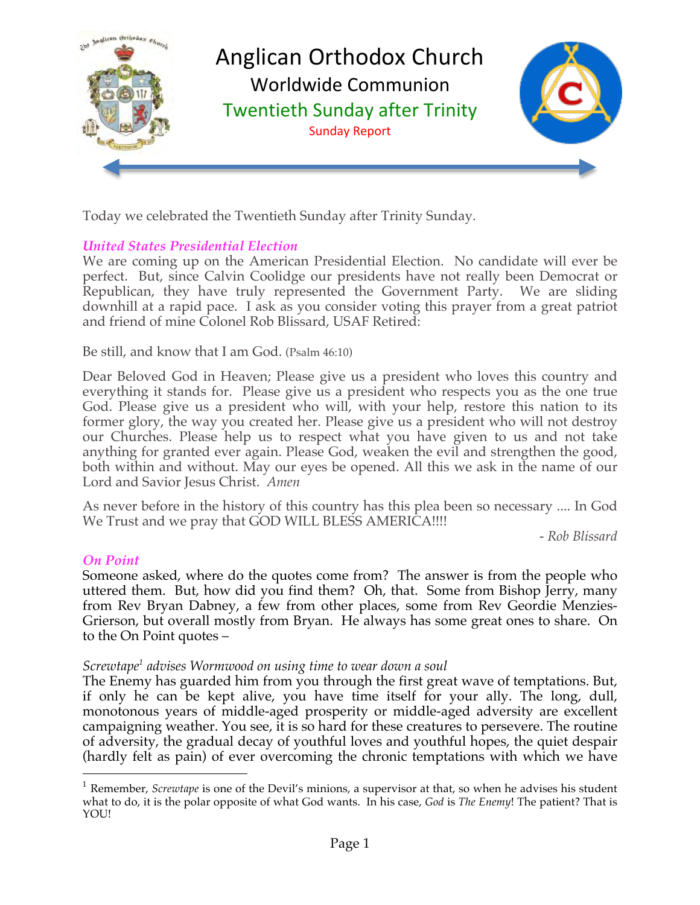# Anglican Orthodox Church

## Worldwide Communion

### Twentieth Sunday after Trinity

Sunday Report

Today we celebrated the Twentieth Sunday after Trinity Sunday.

***United States Presidential Election***

We are coming up on the American Presidential Election. No candidate will ever be perfect. But, since Calvin Coolidge our presidents have not really been Democrat or Republican, they have truly represented the Government Party. We are sliding downhill at a rapid pace. I ask as you consider voting this prayer from a great patriot and friend of mine Colonel Rob Blissard, USAF Retired:

Be still, and know that I am God. (Psalm 46:10)

Dear Beloved God in Heaven; Please give us a president who loves this country and everything it stands for. Please give us a president who respects you as the one true God. Please give us a president who will, with your help, restore this nation to its former glory, the way you created her. Please give us a president who will not destroy our Churches. Please help us to respect what you have given to us and not take anything for granted ever again. Please God, weaken the evil and strengthen the good, both within and without. May our eyes be opened. All this we ask in the name of our Lord and Savior Jesus Christ. *Amen*

As never before in the history of this country has this plea been so necessary .... In God We Trust and we pray that GOD WILL BLESS AMERICA!!!!

*- Rob Blissard*

***On Point***

Someone asked, where do the quotes come from? The answer is from the people who uttered them. But, how did you find them? Oh, that. Some from Bishop Jerry, many from Rev Bryan Dabney, a few from other places, some from Rev Geordie Menzies-Grierson, but overall mostly from Bryan. He always has some great ones to share. On to the On Point quotes –

*Screwtape[1] advises Wormwood on using time to wear down a soul*

The Enemy has guarded him from you through the first great wave of temptations. But, if only he can be kept alive, you have time itself for your ally. The long, dull, monotonous years of middle-aged prosperity or middle-aged adversity are excellent campaigning weather. You see, it is so hard for these creatures to persevere. The routine of adversity, the gradual decay of youthful loves and youthful hopes, the quiet despair (hardly felt as pain) of ever overcoming the chronic temptations with which we have

---

[1] Remember, *Screwtape* is one of the Devil's minions, a supervisor at that, so when he advises his student what to do, it is the polar opposite of what God wants. In his case, *God* is *The Enemy*! The patient? That is YOU!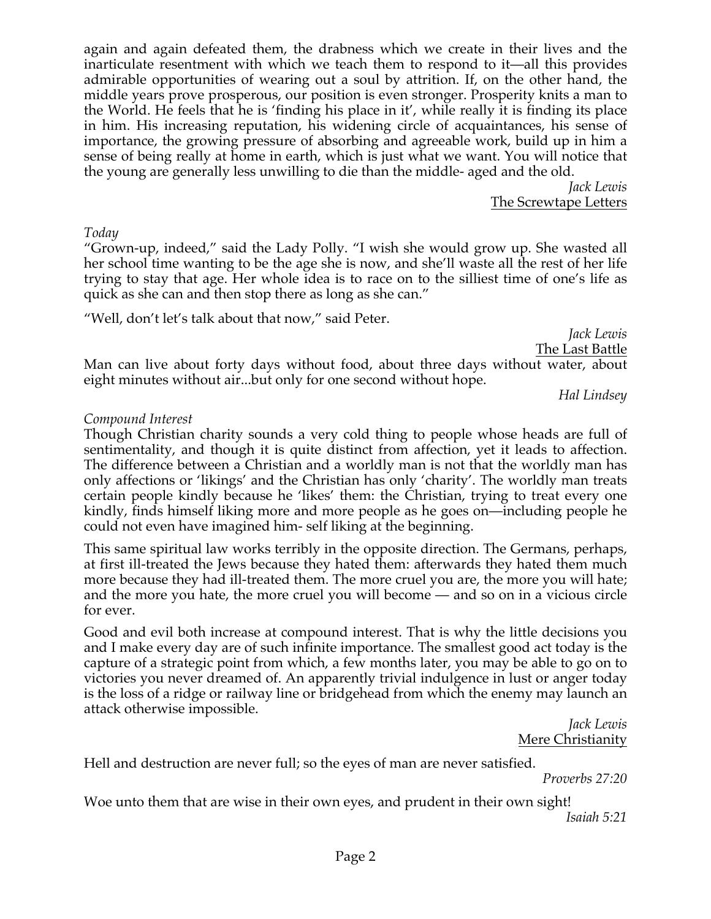again and again defeated them, the drabness which we create in their lives and the inarticulate resentment with which we teach them to respond to it—all this provides admirable opportunities of wearing out a soul by attrition. If, on the other hand, the middle years prove prosperous, our position is even stronger. Prosperity knits a man to the World. He feels that he is 'finding his place in it', while really it is finding its place in him. His increasing reputation, his widening circle of acquaintances, his sense of importance, the growing pressure of absorbing and agreeable work, build up in him a sense of being really at home in earth, which is just what we want. You will notice that the young are generally less unwilling to die than the middle- aged and the old.

*Jack Lewis*
The Screwtape Letters

*Today*

"Grown-up, indeed," said the Lady Polly. "I wish she would grow up. She wasted all her school time wanting to be the age she is now, and she'll waste all the rest of her life trying to stay that age. Her whole idea is to race on to the silliest time of one's life as quick as she can and then stop there as long as she can."

"Well, don't let's talk about that now," said Peter.

*Jack Lewis*
The Last Battle

Man can live about forty days without food, about three days without water, about eight minutes without air...but only for one second without hope.

*Hal Lindsey*

*Compound Interest*

Though Christian charity sounds a very cold thing to people whose heads are full of sentimentality, and though it is quite distinct from affection, yet it leads to affection. The difference between a Christian and a worldly man is not that the worldly man has only affections or 'likings' and the Christian has only 'charity'. The worldly man treats certain people kindly because he 'likes' them: the Christian, trying to treat every one kindly, finds himself liking more and more people as he goes on—including people he could not even have imagined him- self liking at the beginning.

This same spiritual law works terribly in the opposite direction. The Germans, perhaps, at first ill-treated the Jews because they hated them: afterwards they hated them much more because they had ill-treated them. The more cruel you are, the more you will hate; and the more you hate, the more cruel you will become — and so on in a vicious circle for ever.

Good and evil both increase at compound interest. That is why the little decisions you and I make every day are of such infinite importance. The smallest good act today is the capture of a strategic point from which, a few months later, you may be able to go on to victories you never dreamed of. An apparently trivial indulgence in lust or anger today is the loss of a ridge or railway line or bridgehead from which the enemy may launch an attack otherwise impossible.

*Jack Lewis*
Mere Christianity

Hell and destruction are never full; so the eyes of man are never satisfied.

*Proverbs 27:20*

Woe unto them that are wise in their own eyes, and prudent in their own sight!

*Isaiah 5:21*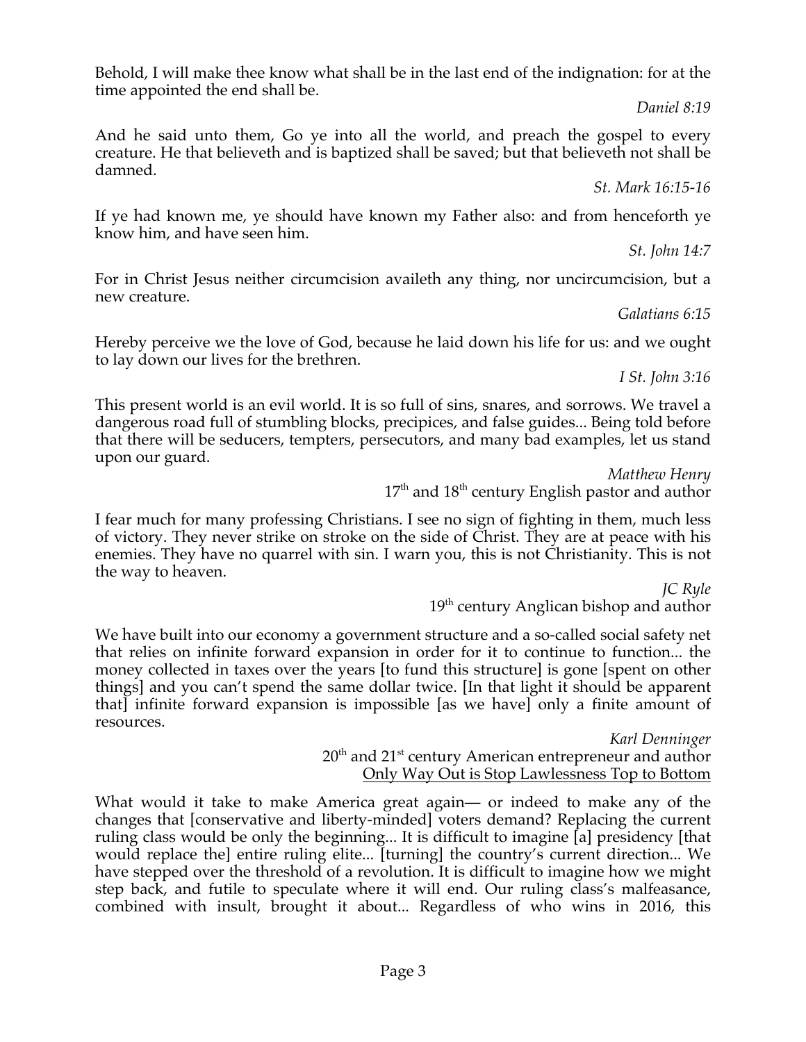Behold, I will make thee know what shall be in the last end of the indignation: for at the time appointed the end shall be.

*Daniel 8:19*

And he said unto them, Go ye into all the world, and preach the gospel to every creature. He that believeth and is baptized shall be saved; but that believeth not shall be damned.

*St. Mark 16:15-16*

If ye had known me, ye should have known my Father also: and from henceforth ye know him, and have seen him.

*St. John 14:7*

For in Christ Jesus neither circumcision availeth any thing, nor uncircumcision, but a new creature.

*Galatians 6:15*

Hereby perceive we the love of God, because he laid down his life for us: and we ought to lay down our lives for the brethren.

*I St. John 3:16*

This present world is an evil world. It is so full of sins, snares, and sorrows. We travel a dangerous road full of stumbling blocks, precipices, and false guides... Being told before that there will be seducers, tempters, persecutors, and many bad examples, let us stand upon our guard.

*Matthew Henry*
17th and 18th century English pastor and author

I fear much for many professing Christians. I see no sign of fighting in them, much less of victory. They never strike on stroke on the side of Christ. They are at peace with his enemies. They have no quarrel with sin. I warn you, this is not Christianity. This is not the way to heaven.

*JC Ryle*
19th century Anglican bishop and author

We have built into our economy a government structure and a so-called social safety net that relies on infinite forward expansion in order for it to continue to function... the money collected in taxes over the years [to fund this structure] is gone [spent on other things] and you can't spend the same dollar twice. [In that light it should be apparent that] infinite forward expansion is impossible [as we have] only a finite amount of resources.

*Karl Denninger*
20th and 21st century American entrepreneur and author
Only Way Out is Stop Lawlessness Top to Bottom

What would it take to make America great again— or indeed to make any of the changes that [conservative and liberty-minded] voters demand? Replacing the current ruling class would be only the beginning... It is difficult to imagine [a] presidency [that would replace the] entire ruling elite... [turning] the country's current direction... We have stepped over the threshold of a revolution. It is difficult to imagine how we might step back, and futile to speculate where it will end. Our ruling class's malfeasance, combined with insult, brought it about... Regardless of who wins in 2016, this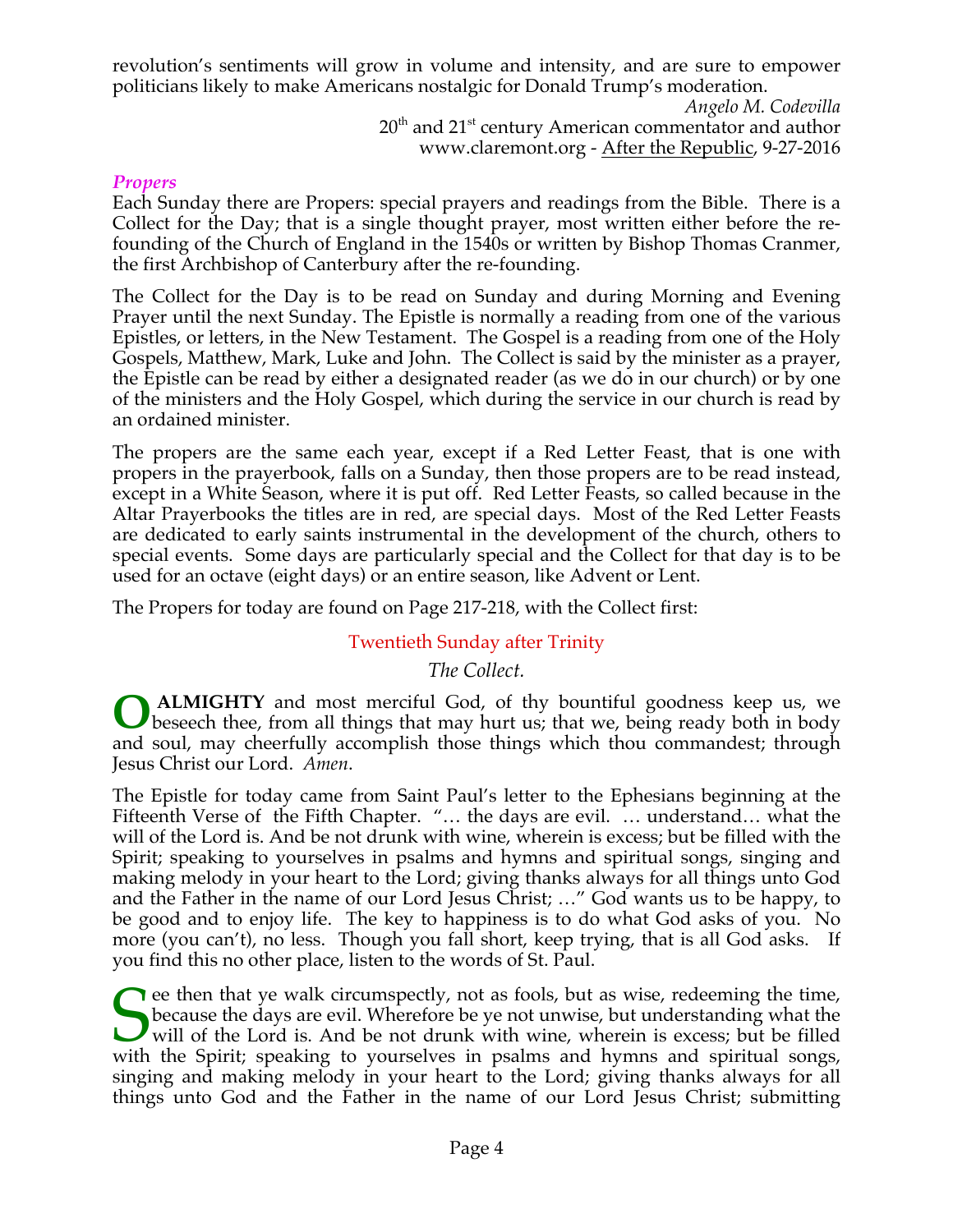revolution's sentiments will grow in volume and intensity, and are sure to empower politicians likely to make Americans nostalgic for Donald Trump's moderation.

*Angelo M. Codevilla*
20th and 21st century American commentator and author
www.claremont.org - After the Republic, 9-27-2016

### *Propers*

Each Sunday there are Propers: special prayers and readings from the Bible. There is a Collect for the Day; that is a single thought prayer, most written either before the re-founding of the Church of England in the 1540s or written by Bishop Thomas Cranmer, the first Archbishop of Canterbury after the re-founding.

The Collect for the Day is to be read on Sunday and during Morning and Evening Prayer until the next Sunday. The Epistle is normally a reading from one of the various Epistles, or letters, in the New Testament. The Gospel is a reading from one of the Holy Gospels, Matthew, Mark, Luke and John. The Collect is said by the minister as a prayer, the Epistle can be read by either a designated reader (as we do in our church) or by one of the ministers and the Holy Gospel, which during the service in our church is read by an ordained minister.

The propers are the same each year, except if a Red Letter Feast, that is one with propers in the prayerbook, falls on a Sunday, then those propers are to be read instead, except in a White Season, where it is put off. Red Letter Feasts, so called because in the Altar Prayerbooks the titles are in red, are special days. Most of the Red Letter Feasts are dedicated to early saints instrumental in the development of the church, others to special events. Some days are particularly special and the Collect for that day is to be used for an octave (eight days) or an entire season, like Advent or Lent.

The Propers for today are found on Page 217-218, with the Collect first:

Twentieth Sunday after Trinity

*The Collect.*

**O ALMIGHTY** and most merciful God, of thy bountiful goodness keep us, we beseech thee, from all things that may hurt us; that we, being ready both in body and soul, may cheerfully accomplish those things which thou commandest; through Jesus Christ our Lord. *Amen.*

The Epistle for today came from Saint Paul's letter to the Ephesians beginning at the Fifteenth Verse of the Fifth Chapter. "… the days are evil. … understand… what the will of the Lord is. And be not drunk with wine, wherein is excess; but be filled with the Spirit; speaking to yourselves in psalms and hymns and spiritual songs, singing and making melody in your heart to the Lord; giving thanks always for all things unto God and the Father in the name of our Lord Jesus Christ; …" God wants us to be happy, to be good and to enjoy life. The key to happiness is to do what God asks of you. No more (you can't), no less. Though you fall short, keep trying, that is all God asks. If you find this no other place, listen to the words of St. Paul.

See then that ye walk circumspectly, not as fools, but as wise, redeeming the time, because the days are evil. Wherefore be ye not unwise, but understanding what the will of the Lord is. And be not drunk with wine, wherein is excess; but be filled with the Spirit; speaking to yourselves in psalms and hymns and spiritual songs, singing and making melody in your heart to the Lord; giving thanks always for all things unto God and the Father in the name of our Lord Jesus Christ; submitting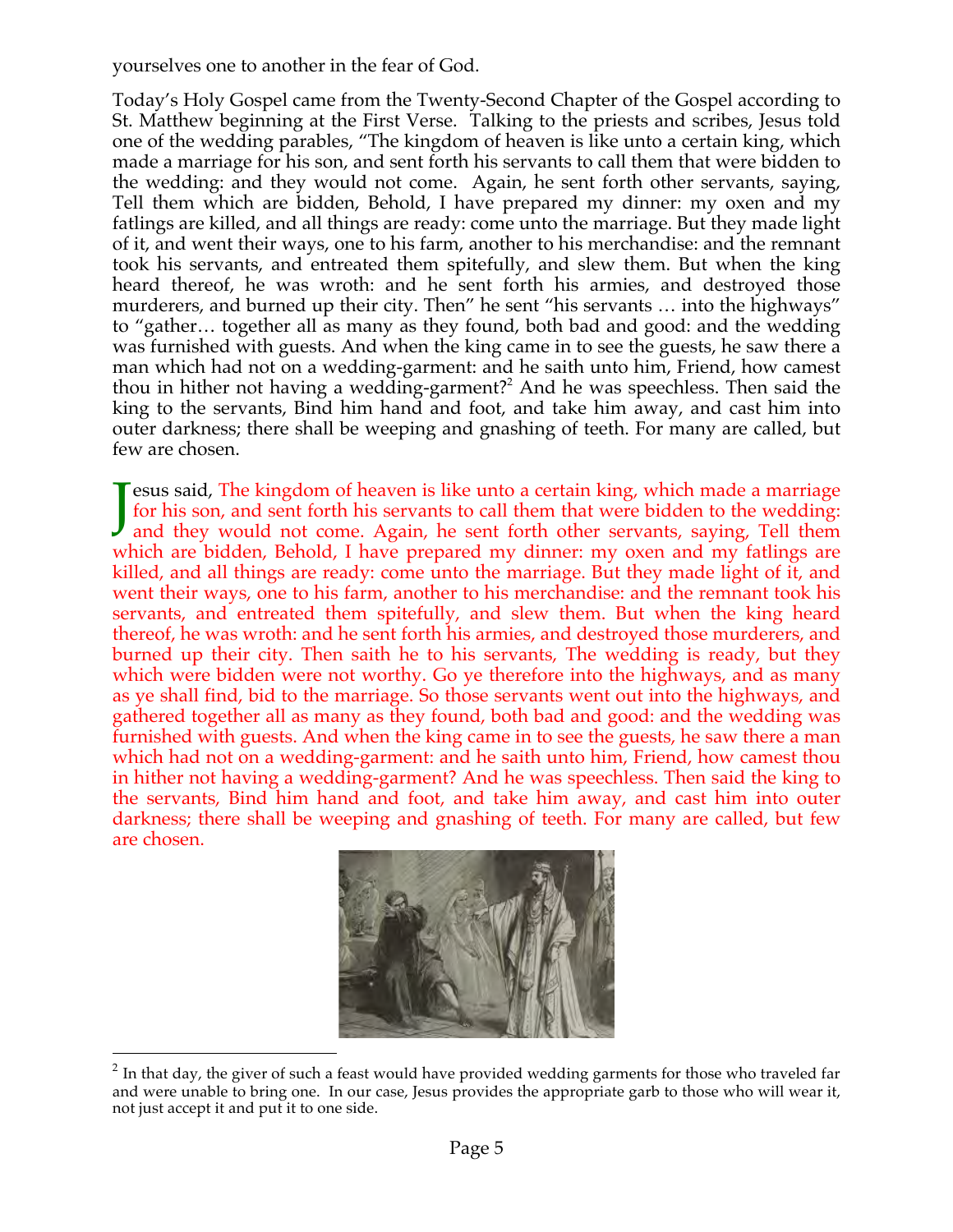yourselves one to another in the fear of God.

Today's Holy Gospel came from the Twenty-Second Chapter of the Gospel according to St. Matthew beginning at the First Verse. Talking to the priests and scribes, Jesus told one of the wedding parables, "The kingdom of heaven is like unto a certain king, which made a marriage for his son, and sent forth his servants to call them that were bidden to the wedding: and they would not come. Again, he sent forth other servants, saying, Tell them which are bidden, Behold, I have prepared my dinner: my oxen and my fatlings are killed, and all things are ready: come unto the marriage. But they made light of it, and went their ways, one to his farm, another to his merchandise: and the remnant took his servants, and entreated them spitefully, and slew them. But when the king heard thereof, he was wroth: and he sent forth his armies, and destroyed those murderers, and burned up their city. Then" he sent "his servants … into the highways" to "gather… together all as many as they found, both bad and good: and the wedding was furnished with guests. And when the king came in to see the guests, he saw there a man which had not on a wedding-garment: and he saith unto him, Friend, how camest thou in hither not having a wedding-garment?[2] And he was speechless. Then said the king to the servants, Bind him hand and foot, and take him away, and cast him into outer darkness; there shall be weeping and gnashing of teeth. For many are called, but few are chosen.

Jesus said, The kingdom of heaven is like unto a certain king, which made a marriage for his son, and sent forth his servants to call them that were bidden to the wedding: and they would not come. Again, he sent forth other servants, saying, Tell them which are bidden, Behold, I have prepared my dinner: my oxen and my fatlings are killed, and all things are ready: come unto the marriage. But they made light of it, and went their ways, one to his farm, another to his merchandise: and the remnant took his servants, and entreated them spitefully, and slew them. But when the king heard thereof, he was wroth: and he sent forth his armies, and destroyed those murderers, and burned up their city. Then saith he to his servants, The wedding is ready, but they which were bidden were not worthy. Go ye therefore into the highways, and as many as ye shall find, bid to the marriage. So those servants went out into the highways, and gathered together all as many as they found, both bad and good: and the wedding was furnished with guests. And when the king came in to see the guests, he saw there a man which had not on a wedding-garment: and he saith unto him, Friend, how camest thou in hither not having a wedding-garment? And he was speechless. Then said the king to the servants, Bind him hand and foot, and take him away, and cast him into outer darkness; there shall be weeping and gnashing of teeth. For many are called, but few are chosen.

---

[2] In that day, the giver of such a feast would have provided wedding garments for those who traveled far and were unable to bring one. In our case, Jesus provides the appropriate garb to those who will wear it, not just accept it and put it to one side.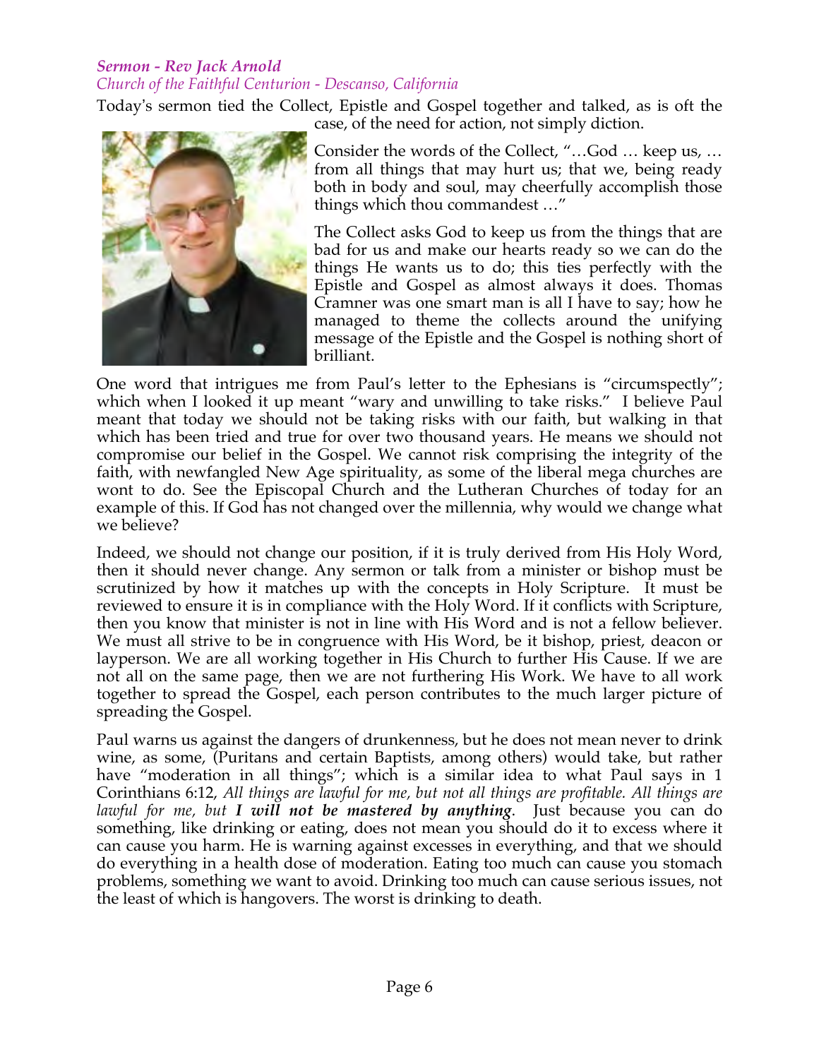***Sermon - Rev Jack Arnold***
*Church of the Faithful Centurion - Descanso, California*

Today's sermon tied the Collect, Epistle and Gospel together and talked, as is oft the case, of the need for action, not simply diction.

Consider the words of the Collect, "…God … keep us, … from all things that may hurt us; that we, being ready both in body and soul, may cheerfully accomplish those things which thou commandest …"

The Collect asks God to keep us from the things that are bad for us and make our hearts ready so we can do the things He wants us to do; this ties perfectly with the Epistle and Gospel as almost always it does. Thomas Cramner was one smart man is all I have to say; how he managed to theme the collects around the unifying message of the Epistle and the Gospel is nothing short of brilliant.

One word that intrigues me from Paul's letter to the Ephesians is "circumspectly"; which when I looked it up meant "wary and unwilling to take risks." I believe Paul meant that today we should not be taking risks with our faith, but walking in that which has been tried and true for over two thousand years. He means we should not compromise our belief in the Gospel. We cannot risk comprising the integrity of the faith, with newfangled New Age spirituality, as some of the liberal mega churches are wont to do. See the Episcopal Church and the Lutheran Churches of today for an example of this. If God has not changed over the millennia, why would we change what we believe?

Indeed, we should not change our position, if it is truly derived from His Holy Word, then it should never change. Any sermon or talk from a minister or bishop must be scrutinized by how it matches up with the concepts in Holy Scripture. It must be reviewed to ensure it is in compliance with the Holy Word. If it conflicts with Scripture, then you know that minister is not in line with His Word and is not a fellow believer. We must all strive to be in congruence with His Word, be it bishop, priest, deacon or layperson. We are all working together in His Church to further His Cause. If we are not all on the same page, then we are not furthering His Work. We have to all work together to spread the Gospel, each person contributes to the much larger picture of spreading the Gospel.

Paul warns us against the dangers of drunkenness, but he does not mean never to drink wine, as some, (Puritans and certain Baptists, among others) would take, but rather have "moderation in all things"; which is a similar idea to what Paul says in 1 Corinthians 6:12, *All things are lawful for me, but not all things are profitable. All things are lawful for me, but* ***I will not be mastered by anything***. Just because you can do something, like drinking or eating, does not mean you should do it to excess where it can cause you harm. He is warning against excesses in everything, and that we should do everything in a health dose of moderation. Eating too much can cause you stomach problems, something we want to avoid. Drinking too much can cause serious issues, not the least of which is hangovers. The worst is drinking to death.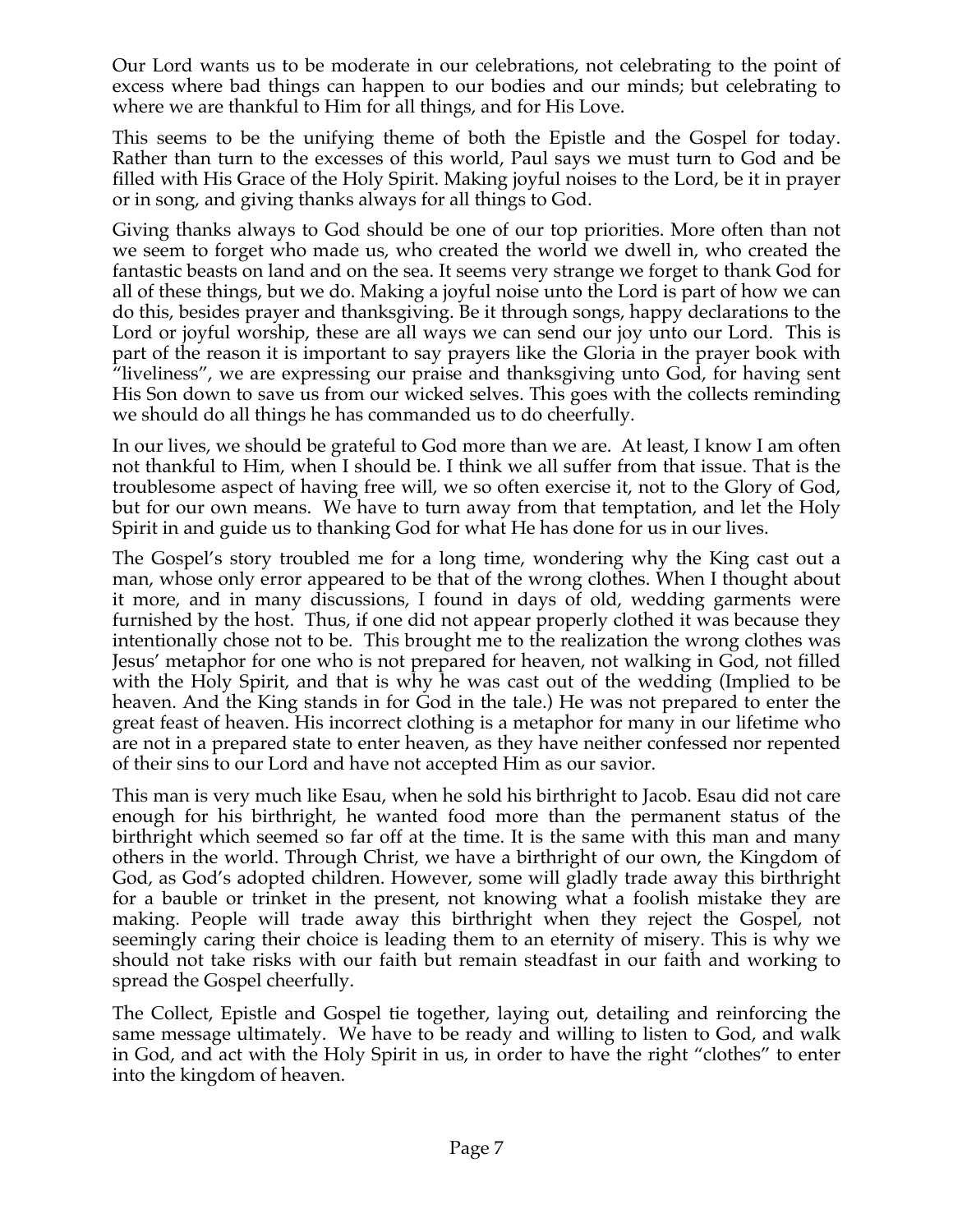Our Lord wants us to be moderate in our celebrations, not celebrating to the point of excess where bad things can happen to our bodies and our minds; but celebrating to where we are thankful to Him for all things, and for His Love.

This seems to be the unifying theme of both the Epistle and the Gospel for today. Rather than turn to the excesses of this world, Paul says we must turn to God and be filled with His Grace of the Holy Spirit. Making joyful noises to the Lord, be it in prayer or in song, and giving thanks always for all things to God.

Giving thanks always to God should be one of our top priorities. More often than not we seem to forget who made us, who created the world we dwell in, who created the fantastic beasts on land and on the sea. It seems very strange we forget to thank God for all of these things, but we do. Making a joyful noise unto the Lord is part of how we can do this, besides prayer and thanksgiving. Be it through songs, happy declarations to the Lord or joyful worship, these are all ways we can send our joy unto our Lord. This is part of the reason it is important to say prayers like the Gloria in the prayer book with "liveliness", we are expressing our praise and thanksgiving unto God, for having sent His Son down to save us from our wicked selves. This goes with the collects reminding we should do all things he has commanded us to do cheerfully.

In our lives, we should be grateful to God more than we are. At least, I know I am often not thankful to Him, when I should be. I think we all suffer from that issue. That is the troublesome aspect of having free will, we so often exercise it, not to the Glory of God, but for our own means. We have to turn away from that temptation, and let the Holy Spirit in and guide us to thanking God for what He has done for us in our lives.

The Gospel's story troubled me for a long time, wondering why the King cast out a man, whose only error appeared to be that of the wrong clothes. When I thought about it more, and in many discussions, I found in days of old, wedding garments were furnished by the host. Thus, if one did not appear properly clothed it was because they intentionally chose not to be. This brought me to the realization the wrong clothes was Jesus' metaphor for one who is not prepared for heaven, not walking in God, not filled with the Holy Spirit, and that is why he was cast out of the wedding (Implied to be heaven. And the King stands in for God in the tale.) He was not prepared to enter the great feast of heaven. His incorrect clothing is a metaphor for many in our lifetime who are not in a prepared state to enter heaven, as they have neither confessed nor repented of their sins to our Lord and have not accepted Him as our savior.

This man is very much like Esau, when he sold his birthright to Jacob. Esau did not care enough for his birthright, he wanted food more than the permanent status of the birthright which seemed so far off at the time. It is the same with this man and many others in the world. Through Christ, we have a birthright of our own, the Kingdom of God, as God's adopted children. However, some will gladly trade away this birthright for a bauble or trinket in the present, not knowing what a foolish mistake they are making. People will trade away this birthright when they reject the Gospel, not seemingly caring their choice is leading them to an eternity of misery. This is why we should not take risks with our faith but remain steadfast in our faith and working to spread the Gospel cheerfully.

The Collect, Epistle and Gospel tie together, laying out, detailing and reinforcing the same message ultimately. We have to be ready and willing to listen to God, and walk in God, and act with the Holy Spirit in us, in order to have the right "clothes" to enter into the kingdom of heaven.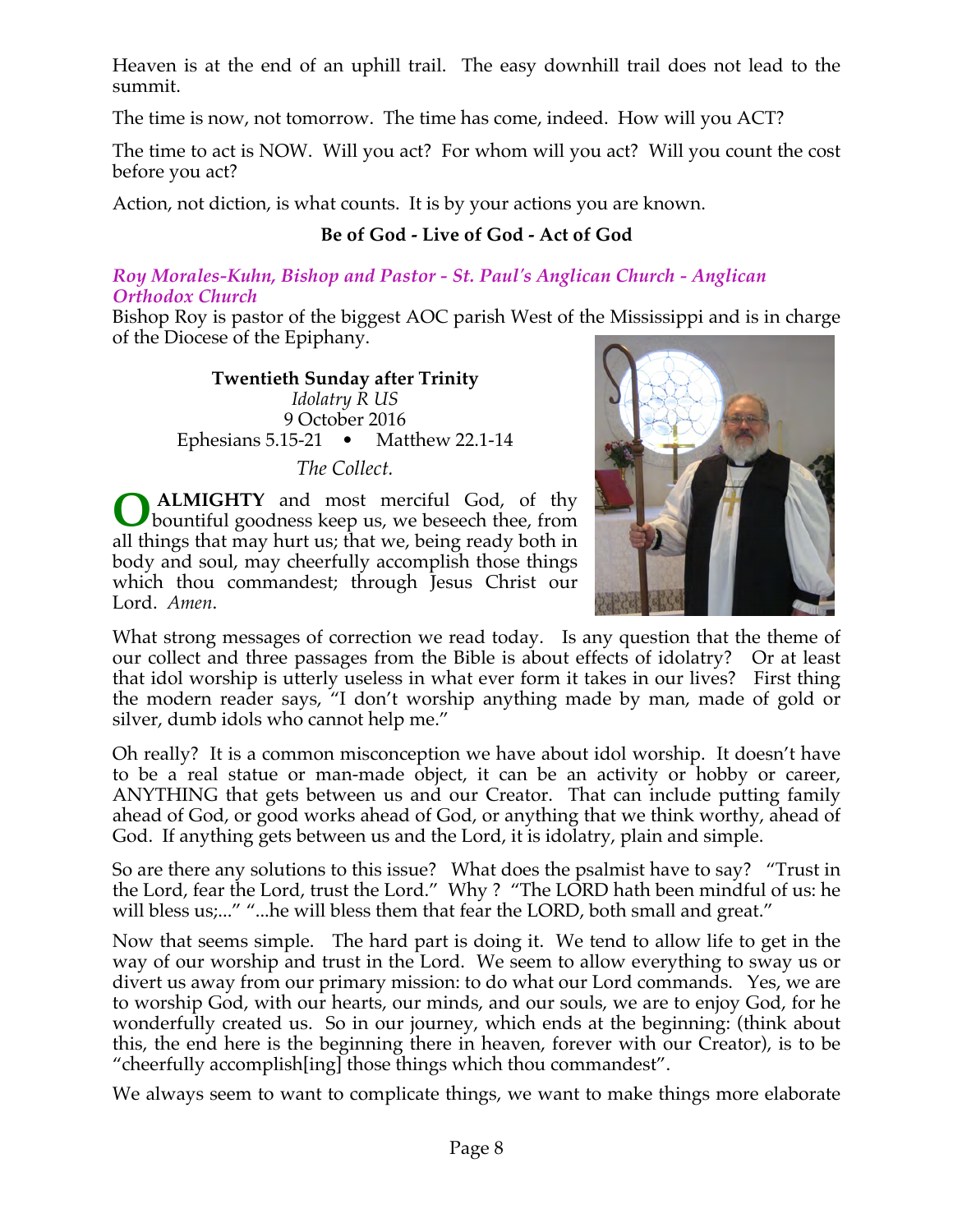Heaven is at the end of an uphill trail. The easy downhill trail does not lead to the summit.

The time is now, not tomorrow. The time has come, indeed. How will you ACT?

The time to act is NOW. Will you act? For whom will you act? Will you count the cost before you act?

Action, not diction, is what counts. It is by your actions you are known.

**Be of God - Live of God - Act of God**

### *Roy Morales-Kuhn, Bishop and Pastor - St. Paul's Anglican Church - Anglican Orthodox Church*

Bishop Roy is pastor of the biggest AOC parish West of the Mississippi and is in charge of the Diocese of the Epiphany.

**Twentieth Sunday after Trinity**
*Idolatry R US*
9 October 2016
Ephesians 5.15-21 • Matthew 22.1-14

*The Collect.*

**O ALMIGHTY** and most merciful God, of thy bountiful goodness keep us, we beseech thee, from all things that may hurt us; that we, being ready both in body and soul, may cheerfully accomplish those things which thou commandest; through Jesus Christ our Lord. *Amen*.

What strong messages of correction we read today. Is any question that the theme of our collect and three passages from the Bible is about effects of idolatry? Or at least that idol worship is utterly useless in what ever form it takes in our lives? First thing the modern reader says, "I don't worship anything made by man, made of gold or silver, dumb idols who cannot help me."

Oh really? It is a common misconception we have about idol worship. It doesn't have to be a real statue or man-made object, it can be an activity or hobby or career, ANYTHING that gets between us and our Creator. That can include putting family ahead of God, or good works ahead of God, or anything that we think worthy, ahead of God. If anything gets between us and the Lord, it is idolatry, plain and simple.

So are there any solutions to this issue? What does the psalmist have to say? "Trust in the Lord, fear the Lord, trust the Lord." Why ? "The LORD hath been mindful of us: he will bless us;..." "...he will bless them that fear the LORD, both small and great."

Now that seems simple. The hard part is doing it. We tend to allow life to get in the way of our worship and trust in the Lord. We seem to allow everything to sway us or divert us away from our primary mission: to do what our Lord commands. Yes, we are to worship God, with our hearts, our minds, and our souls, we are to enjoy God, for he wonderfully created us. So in our journey, which ends at the beginning: (think about this, the end here is the beginning there in heaven, forever with our Creator), is to be "cheerfully accomplish[ing] those things which thou commandest".

We always seem to want to complicate things, we want to make things more elaborate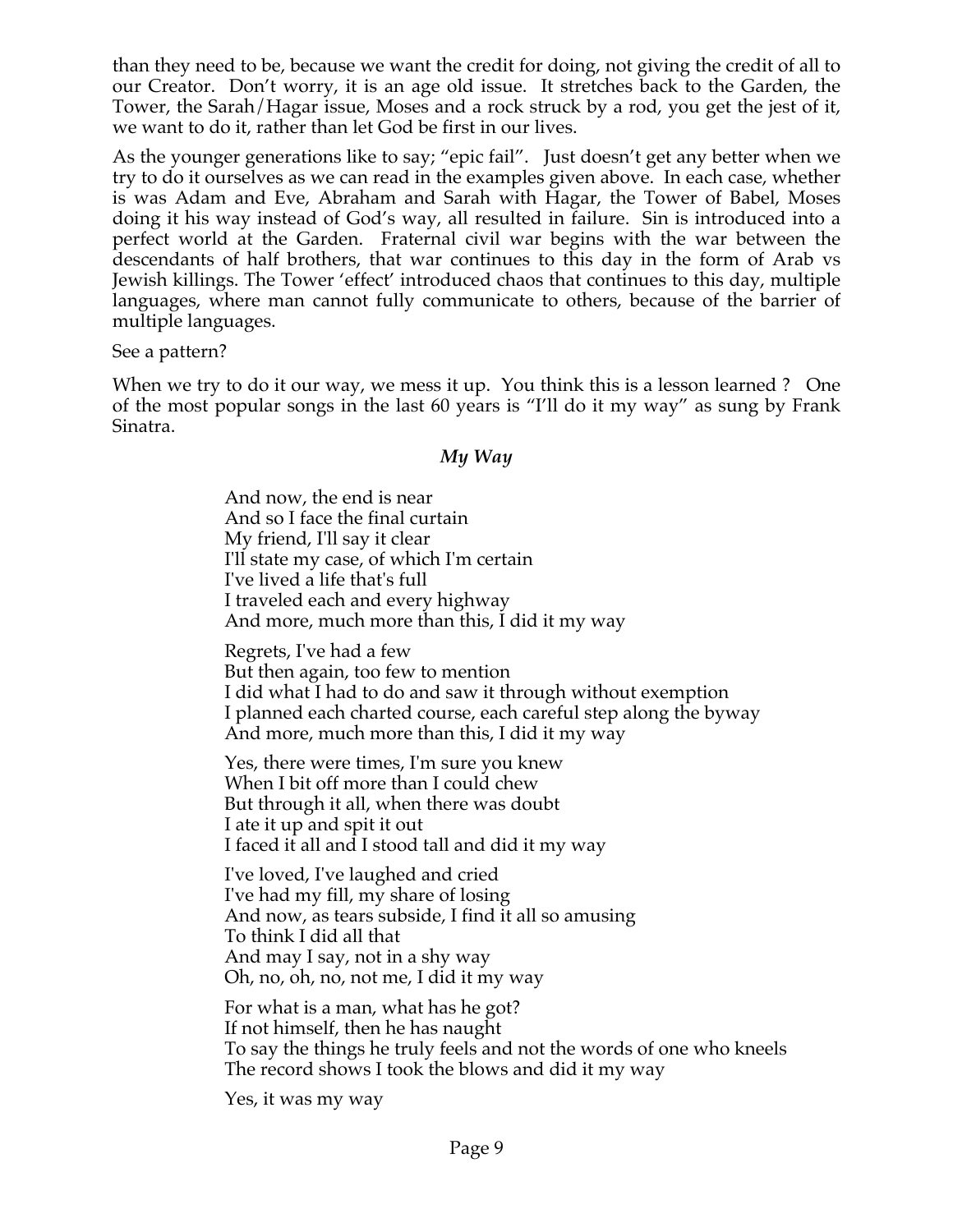than they need to be, because we want the credit for doing, not giving the credit of all to our Creator. Don't worry, it is an age old issue. It stretches back to the Garden, the Tower, the Sarah/Hagar issue, Moses and a rock struck by a rod, you get the jest of it, we want to do it, rather than let God be first in our lives.

As the younger generations like to say; "epic fail". Just doesn't get any better when we try to do it ourselves as we can read in the examples given above. In each case, whether is was Adam and Eve, Abraham and Sarah with Hagar, the Tower of Babel, Moses doing it his way instead of God's way, all resulted in failure. Sin is introduced into a perfect world at the Garden. Fraternal civil war begins with the war between the descendants of half brothers, that war continues to this day in the form of Arab vs Jewish killings. The Tower 'effect' introduced chaos that continues to this day, multiple languages, where man cannot fully communicate to others, because of the barrier of multiple languages.

See a pattern?

When we try to do it our way, we mess it up. You think this is a lesson learned ? One of the most popular songs in the last 60 years is "I'll do it my way" as sung by Frank Sinatra.

***My Way***

And now, the end is near
And so I face the final curtain
My friend, I'll say it clear
I'll state my case, of which I'm certain
I've lived a life that's full
I traveled each and every highway
And more, much more than this, I did it my way

Regrets, I've had a few
But then again, too few to mention
I did what I had to do and saw it through without exemption
I planned each charted course, each careful step along the byway
And more, much more than this, I did it my way

Yes, there were times, I'm sure you knew
When I bit off more than I could chew
But through it all, when there was doubt
I ate it up and spit it out
I faced it all and I stood tall and did it my way

I've loved, I've laughed and cried
I've had my fill, my share of losing
And now, as tears subside, I find it all so amusing
To think I did all that
And may I say, not in a shy way
Oh, no, oh, no, not me, I did it my way

For what is a man, what has he got?
If not himself, then he has naught
To say the things he truly feels and not the words of one who kneels
The record shows I took the blows and did it my way

Yes, it was my way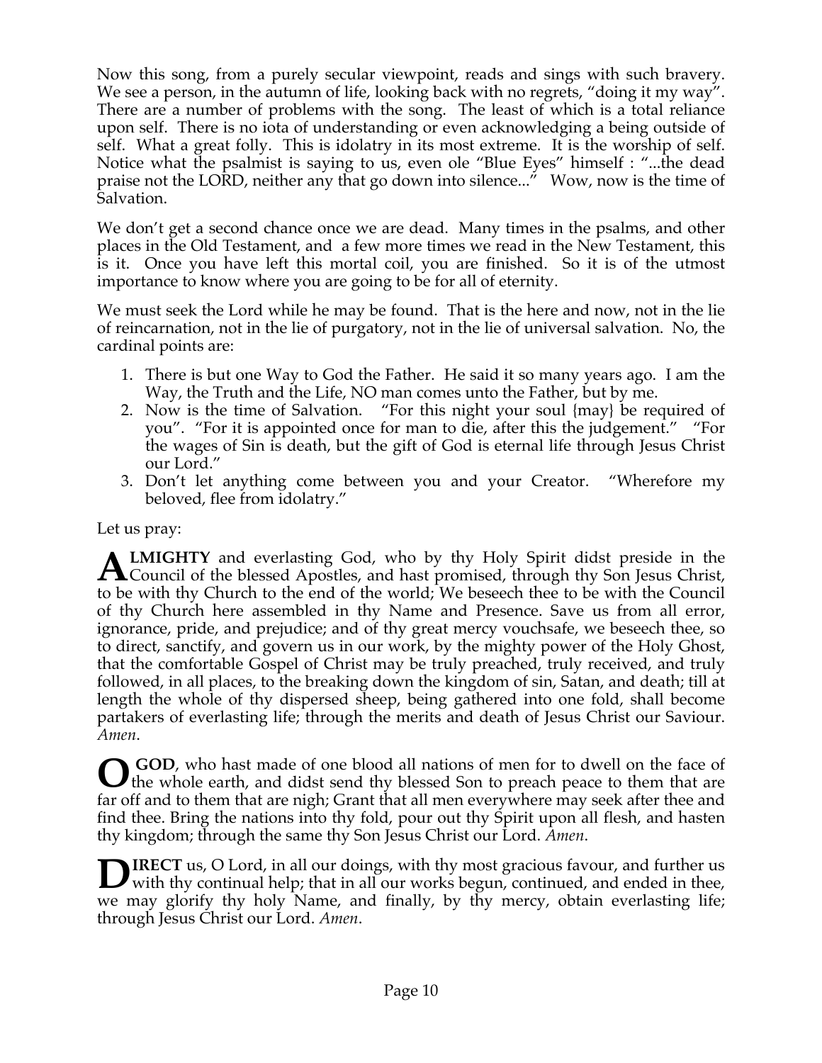Now this song, from a purely secular viewpoint, reads and sings with such bravery. We see a person, in the autumn of life, looking back with no regrets, "doing it my way". There are a number of problems with the song. The least of which is a total reliance upon self. There is no iota of understanding or even acknowledging a being outside of self. What a great folly. This is idolatry in its most extreme. It is the worship of self. Notice what the psalmist is saying to us, even ole "Blue Eyes" himself : "...the dead praise not the LORD, neither any that go down into silence..." Wow, now is the time of Salvation.

We don't get a second chance once we are dead. Many times in the psalms, and other places in the Old Testament, and a few more times we read in the New Testament, this is it. Once you have left this mortal coil, you are finished. So it is of the utmost importance to know where you are going to be for all of eternity.

We must seek the Lord while he may be found. That is the here and now, not in the lie of reincarnation, not in the lie of purgatory, not in the lie of universal salvation. No, the cardinal points are:

1. There is but one Way to God the Father. He said it so many years ago. I am the Way, the Truth and the Life, NO man comes unto the Father, but by me.
2. Now is the time of Salvation. "For this night your soul {may} be required of you". "For it is appointed once for man to die, after this the judgement." "For the wages of Sin is death, but the gift of God is eternal life through Jesus Christ our Lord."
3. Don't let anything come between you and your Creator. "Wherefore my beloved, flee from idolatry."

Let us pray:

**ALMIGHTY** and everlasting God, who by thy Holy Spirit didst preside in the Council of the blessed Apostles, and hast promised, through thy Son Jesus Christ, to be with thy Church to the end of the world; We beseech thee to be with the Council of thy Church here assembled in thy Name and Presence. Save us from all error, ignorance, pride, and prejudice; and of thy great mercy vouchsafe, we beseech thee, so to direct, sanctify, and govern us in our work, by the mighty power of the Holy Ghost, that the comfortable Gospel of Christ may be truly preached, truly received, and truly followed, in all places, to the breaking down the kingdom of sin, Satan, and death; till at length the whole of thy dispersed sheep, being gathered into one fold, shall become partakers of everlasting life; through the merits and death of Jesus Christ our Saviour. *Amen*.

**O GOD**, who hast made of one blood all nations of men for to dwell on the face of the whole earth, and didst send thy blessed Son to preach peace to them that are far off and to them that are nigh; Grant that all men everywhere may seek after thee and find thee. Bring the nations into thy fold, pour out thy Spirit upon all flesh, and hasten thy kingdom; through the same thy Son Jesus Christ our Lord. *Amen*.

**DIRECT** us, O Lord, in all our doings, with thy most gracious favour, and further us with thy continual help; that in all our works begun, continued, and ended in thee, we may glorify thy holy Name, and finally, by thy mercy, obtain everlasting life; through Jesus Christ our Lord. *Amen*.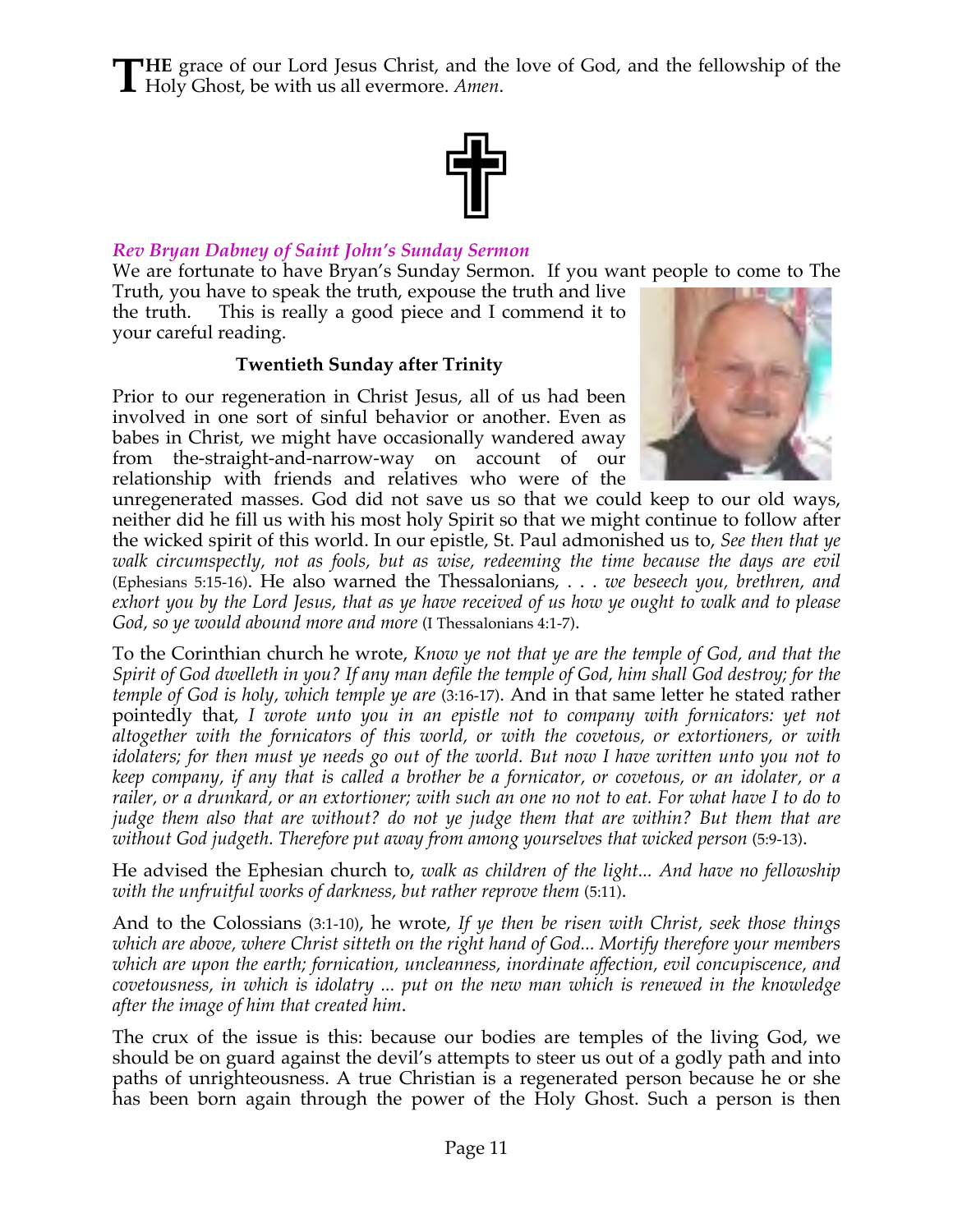**THE** grace of our Lord Jesus Christ, and the love of God, and the fellowship of the Holy Ghost, be with us all evermore. *Amen*.

### *Rev Bryan Dabney of Saint John's Sunday Sermon*

We are fortunate to have Bryan's Sunday Sermon. If you want people to come to The Truth, you have to speak the truth, expose the truth and live the truth. This is really a good piece and I commend it to your careful reading.

**Twentieth Sunday after Trinity**

Prior to our regeneration in Christ Jesus, all of us had been involved in one sort of sinful behavior or another. Even as babes in Christ, we might have occasionally wandered away from the-straight-and-narrow-way on account of our relationship with friends and relatives who were of the unregenerated masses. God did not save us so that we could keep to our old ways, neither did he fill us with his most holy Spirit so that we might continue to follow after the wicked spirit of this world. In our epistle, St. Paul admonished us to, *See then that ye walk circumspectly, not as fools, but as wise, redeeming the time because the days are evil* (Ephesians 5:15-16). He also warned the Thessalonians, . . . *we beseech you, brethren, and exhort you by the Lord Jesus, that as ye have received of us how ye ought to walk and to please God, so ye would abound more and more* (I Thessalonians 4:1-7).

To the Corinthian church he wrote, *Know ye not that ye are the temple of God, and that the Spirit of God dwelleth in you? If any man defile the temple of God, him shall God destroy; for the temple of God is holy, which temple ye are* (3:16-17). And in that same letter he stated rather pointedly that, *I wrote unto you in an epistle not to company with fornicators: yet not altogether with the fornicators of this world, or with the covetous, or extortioners, or with idolaters; for then must ye needs go out of the world. But now I have written unto you not to keep company, if any that is called a brother be a fornicator, or covetous, or an idolater, or a railer, or a drunkard, or an extortioner; with such an one no not to eat. For what have I to do to judge them also that are without? do not ye judge them that are within? But them that are without God judgeth. Therefore put away from among yourselves that wicked person* (5:9-13).

He advised the Ephesian church to, *walk as children of the light... And have no fellowship with the unfruitful works of darkness, but rather reprove them* (5:11).

And to the Colossians (3:1-10), he wrote, *If ye then be risen with Christ, seek those things which are above, where Christ sitteth on the right hand of God... Mortify therefore your members which are upon the earth; fornication, uncleanness, inordinate affection, evil concupiscence, and covetousness, in which is idolatry ... put on the new man which is renewed in the knowledge after the image of him that created him*.

The crux of the issue is this: because our bodies are temples of the living God, we should be on guard against the devil's attempts to steer us out of a godly path and into paths of unrighteousness. A true Christian is a regenerated person because he or she has been born again through the power of the Holy Ghost. Such a person is then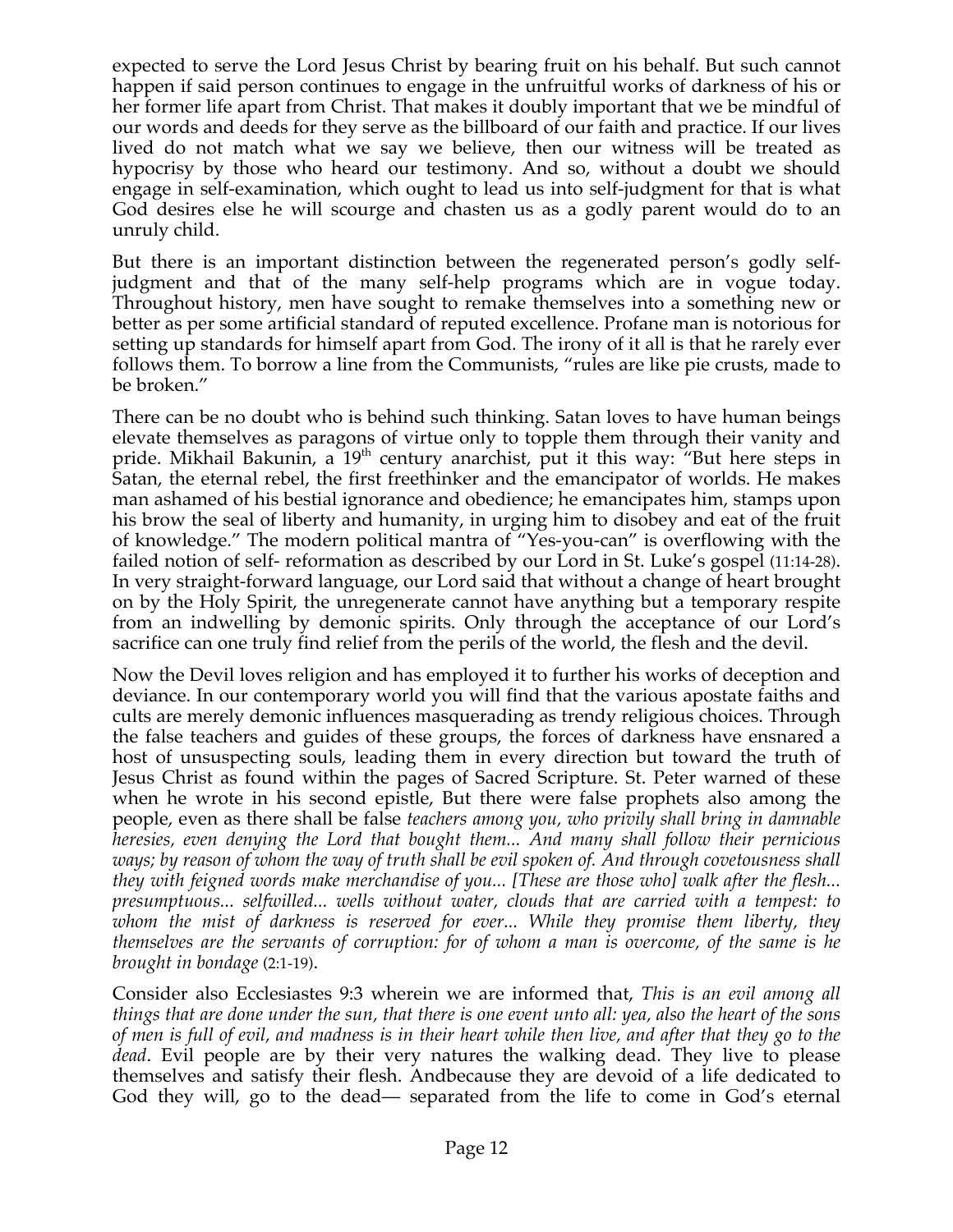expected to serve the Lord Jesus Christ by bearing fruit on his behalf. But such cannot happen if said person continues to engage in the unfruitful works of darkness of his or her former life apart from Christ. That makes it doubly important that we be mindful of our words and deeds for they serve as the billboard of our faith and practice. If our lives lived do not match what we say we believe, then our witness will be treated as hypocrisy by those who heard our testimony. And so, without a doubt we should engage in self-examination, which ought to lead us into self-judgment for that is what God desires else he will scourge and chasten us as a godly parent would do to an unruly child.

But there is an important distinction between the regenerated person's godly self-judgment and that of the many self-help programs which are in vogue today. Throughout history, men have sought to remake themselves into a something new or better as per some artificial standard of reputed excellence. Profane man is notorious for setting up standards for himself apart from God. The irony of it all is that he rarely ever follows them. To borrow a line from the Communists, "rules are like pie crusts, made to be broken."

There can be no doubt who is behind such thinking. Satan loves to have human beings elevate themselves as paragons of virtue only to topple them through their vanity and pride. Mikhail Bakunin, a 19th century anarchist, put it this way: "But here steps in Satan, the eternal rebel, the first freethinker and the emancipator of worlds. He makes man ashamed of his bestial ignorance and obedience; he emancipates him, stamps upon his brow the seal of liberty and humanity, in urging him to disobey and eat of the fruit of knowledge." The modern political mantra of "Yes-you-can" is overflowing with the failed notion of self- reformation as described by our Lord in St. Luke's gospel (11:14-28). In very straight-forward language, our Lord said that without a change of heart brought on by the Holy Spirit, the unregenerate cannot have anything but a temporary respite from an indwelling by demonic spirits. Only through the acceptance of our Lord's sacrifice can one truly find relief from the perils of the world, the flesh and the devil.

Now the Devil loves religion and has employed it to further his works of deception and deviance. In our contemporary world you will find that the various apostate faiths and cults are merely demonic influences masquerading as trendy religious choices. Through the false teachers and guides of these groups, the forces of darkness have ensnared a host of unsuspecting souls, leading them in every direction but toward the truth of Jesus Christ as found within the pages of Sacred Scripture. St. Peter warned of these when he wrote in his second epistle, But there were false prophets also among the people, even as there shall be false *teachers among you, who privily shall bring in damnable heresies, even denying the Lord that bought them... And many shall follow their pernicious ways; by reason of whom the way of truth shall be evil spoken of. And through covetousness shall they with feigned words make merchandise of you... [These are those who] walk after the flesh... presumptuous... selfwilled... wells without water, clouds that are carried with a tempest: to whom the mist of darkness is reserved for ever... While they promise them liberty, they themselves are the servants of corruption: for of whom a man is overcome, of the same is he brought in bondage* (2:1-19).

Consider also Ecclesiastes 9:3 wherein we are informed that, *This is an evil among all things that are done under the sun, that there is one event unto all: yea, also the heart of the sons of men is full of evil, and madness is in their heart while then live, and after that they go to the dead*. Evil people are by their very natures the walking dead. They live to please themselves and satisfy their flesh. Andbecause they are devoid of a life dedicated to God they will, go to the dead— separated from the life to come in God's eternal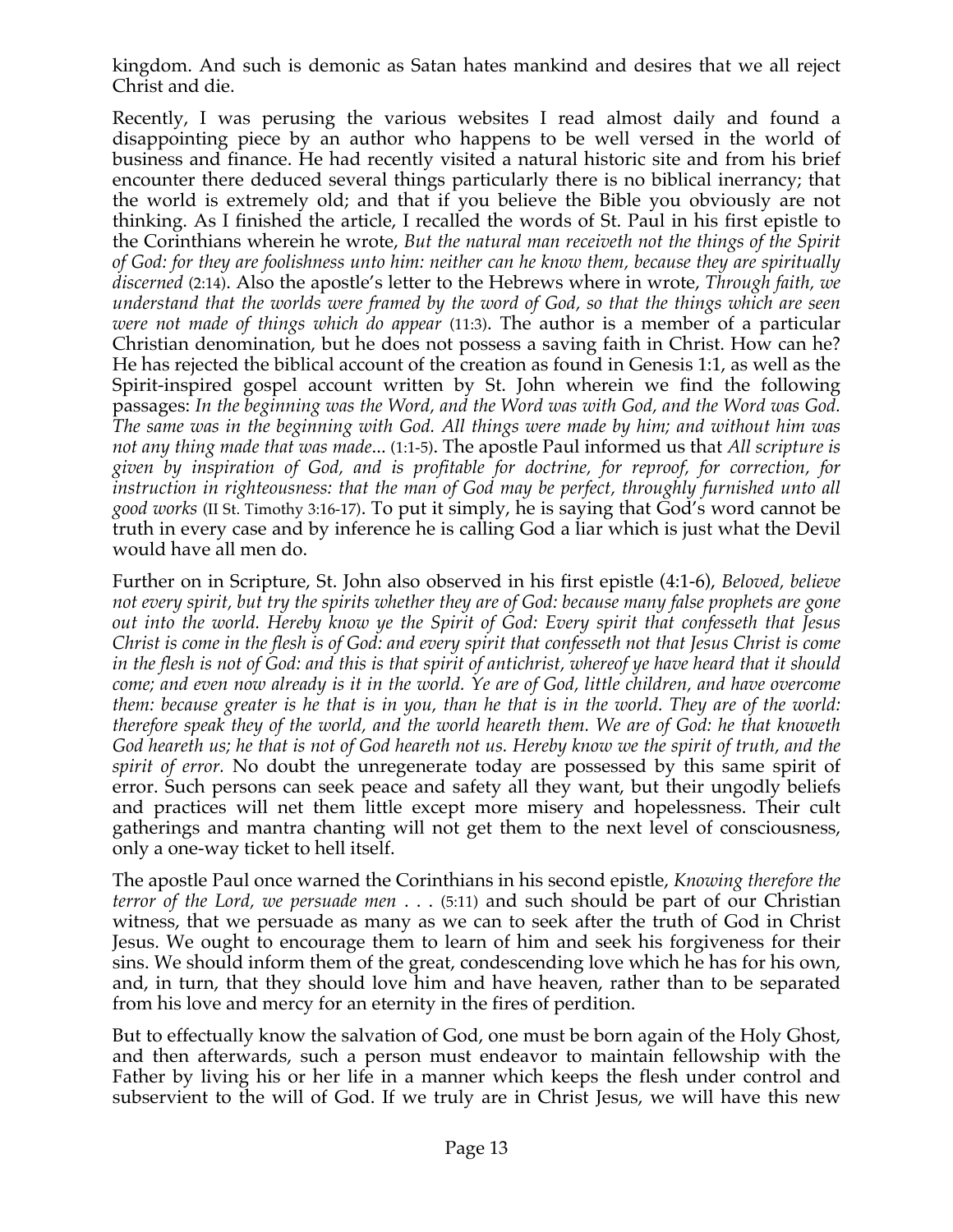kingdom. And such is demonic as Satan hates mankind and desires that we all reject Christ and die.

Recently, I was perusing the various websites I read almost daily and found a disappointing piece by an author who happens to be well versed in the world of business and finance. He had recently visited a natural historic site and from his brief encounter there deduced several things particularly there is no biblical inerrancy; that the world is extremely old; and that if you believe the Bible you obviously are not thinking. As I finished the article, I recalled the words of St. Paul in his first epistle to the Corinthians wherein he wrote, *But the natural man receiveth not the things of the Spirit of God: for they are foolishness unto him: neither can he know them, because they are spiritually discerned* (2:14). Also the apostle's letter to the Hebrews where in wrote, *Through faith, we understand that the worlds were framed by the word of God, so that the things which are seen were not made of things which do appear* (11:3). The author is a member of a particular Christian denomination, but he does not possess a saving faith in Christ. How can he? He has rejected the biblical account of the creation as found in Genesis 1:1, as well as the Spirit-inspired gospel account written by St. John wherein we find the following passages: *In the beginning was the Word, and the Word was with God, and the Word was God. The same was in the beginning with God. All things were made by him; and without him was not any thing made that was made*... (1:1-5). The apostle Paul informed us that *All scripture is given by inspiration of God, and is profitable for doctrine, for reproof, for correction, for instruction in righteousness: that the man of God may be perfect, throughly furnished unto all good works* (II St. Timothy 3:16-17). To put it simply, he is saying that God's word cannot be truth in every case and by inference he is calling God a liar which is just what the Devil would have all men do.

Further on in Scripture, St. John also observed in his first epistle (4:1-6), *Beloved, believe not every spirit, but try the spirits whether they are of God: because many false prophets are gone out into the world. Hereby know ye the Spirit of God: Every spirit that confesseth that Jesus Christ is come in the flesh is of God: and every spirit that confesseth not that Jesus Christ is come in the flesh is not of God: and this is that spirit of antichrist, whereof ye have heard that it should come; and even now already is it in the world. Ye are of God, little children, and have overcome them: because greater is he that is in you, than he that is in the world. They are of the world: therefore speak they of the world, and the world heareth them. We are of God: he that knoweth God heareth us; he that is not of God heareth not us. Hereby know we the spirit of truth, and the spirit of error.* No doubt the unregenerate today are possessed by this same spirit of error. Such persons can seek peace and safety all they want, but their ungodly beliefs and practices will net them little except more misery and hopelessness. Their cult gatherings and mantra chanting will not get them to the next level of consciousness, only a one-way ticket to hell itself.

The apostle Paul once warned the Corinthians in his second epistle, *Knowing therefore the terror of the Lord, we persuade men . . .* (5:11) and such should be part of our Christian witness, that we persuade as many as we can to seek after the truth of God in Christ Jesus. We ought to encourage them to learn of him and seek his forgiveness for their sins. We should inform them of the great, condescending love which he has for his own, and, in turn, that they should love him and have heaven, rather than to be separated from his love and mercy for an eternity in the fires of perdition.

But to effectually know the salvation of God, one must be born again of the Holy Ghost, and then afterwards, such a person must endeavor to maintain fellowship with the Father by living his or her life in a manner which keeps the flesh under control and subservient to the will of God. If we truly are in Christ Jesus, we will have this new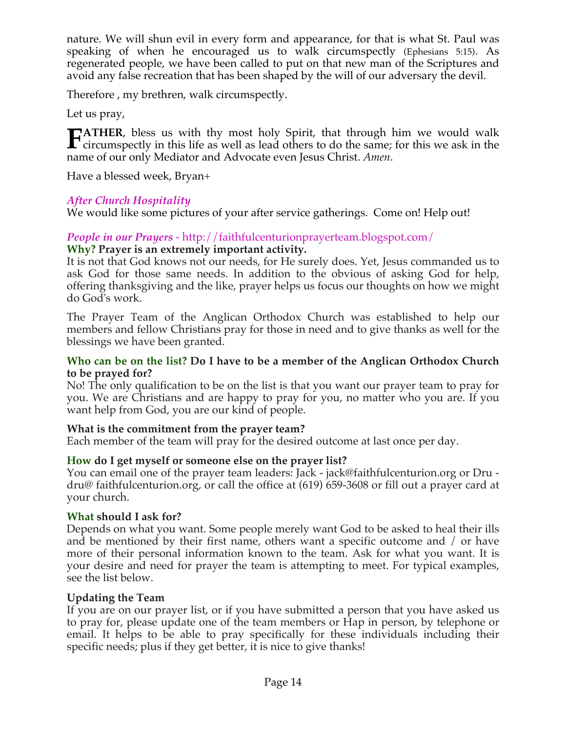nature. We will shun evil in every form and appearance, for that is what St. Paul was speaking of when he encouraged us to walk circumspectly (Ephesians 5:15). As regenerated people, we have been called to put on that new man of the Scriptures and avoid any false recreation that has been shaped by the will of our adversary the devil.

Therefore , my brethren, walk circumspectly.

Let us pray,

**FATHER**, bless us with thy most holy Spirit, that through him we would walk circumspectly in this life as well as lead others to do the same; for this we ask in the name of our only Mediator and Advocate even Jesus Christ. *Amen*.

Have a blessed week, Bryan+

***After Church Hospitality***

We would like some pictures of your after service gatherings. Come on! Help out!

***People in our Prayers*** - http://faithfulcenturionprayerteam.blogspot.com/

**Why? Prayer is an extremely important activity.**

It is not that God knows not our needs, for He surely does. Yet, Jesus commanded us to ask God for those same needs. In addition to the obvious of asking God for help, offering thanksgiving and the like, prayer helps us focus our thoughts on how we might do God's work.

The Prayer Team of the Anglican Orthodox Church was established to help our members and fellow Christians pray for those in need and to give thanks as well for the blessings we have been granted.

**Who can be on the list? Do I have to be a member of the Anglican Orthodox Church to be prayed for?**

No! The only qualification to be on the list is that you want our prayer team to pray for you. We are Christians and are happy to pray for you, no matter who you are. If you want help from God, you are our kind of people.

**What is the commitment from the prayer team?**

Each member of the team will pray for the desired outcome at last once per day.

**How do I get myself or someone else on the prayer list?**

You can email one of the prayer team leaders: Jack - jack@faithfulcenturion.org or Dru - dru@ faithfulcenturion.org, or call the office at (619) 659-3608 or fill out a prayer card at your church.

**What should I ask for?**

Depends on what you want. Some people merely want God to be asked to heal their ills and be mentioned by their first name, others want a specific outcome and / or have more of their personal information known to the team. Ask for what you want. It is your desire and need for prayer the team is attempting to meet. For typical examples, see the list below.

**Updating the Team**

If you are on our prayer list, or if you have submitted a person that you have asked us to pray for, please update one of the team members or Hap in person, by telephone or email. It helps to be able to pray specifically for these individuals including their specific needs; plus if they get better, it is nice to give thanks!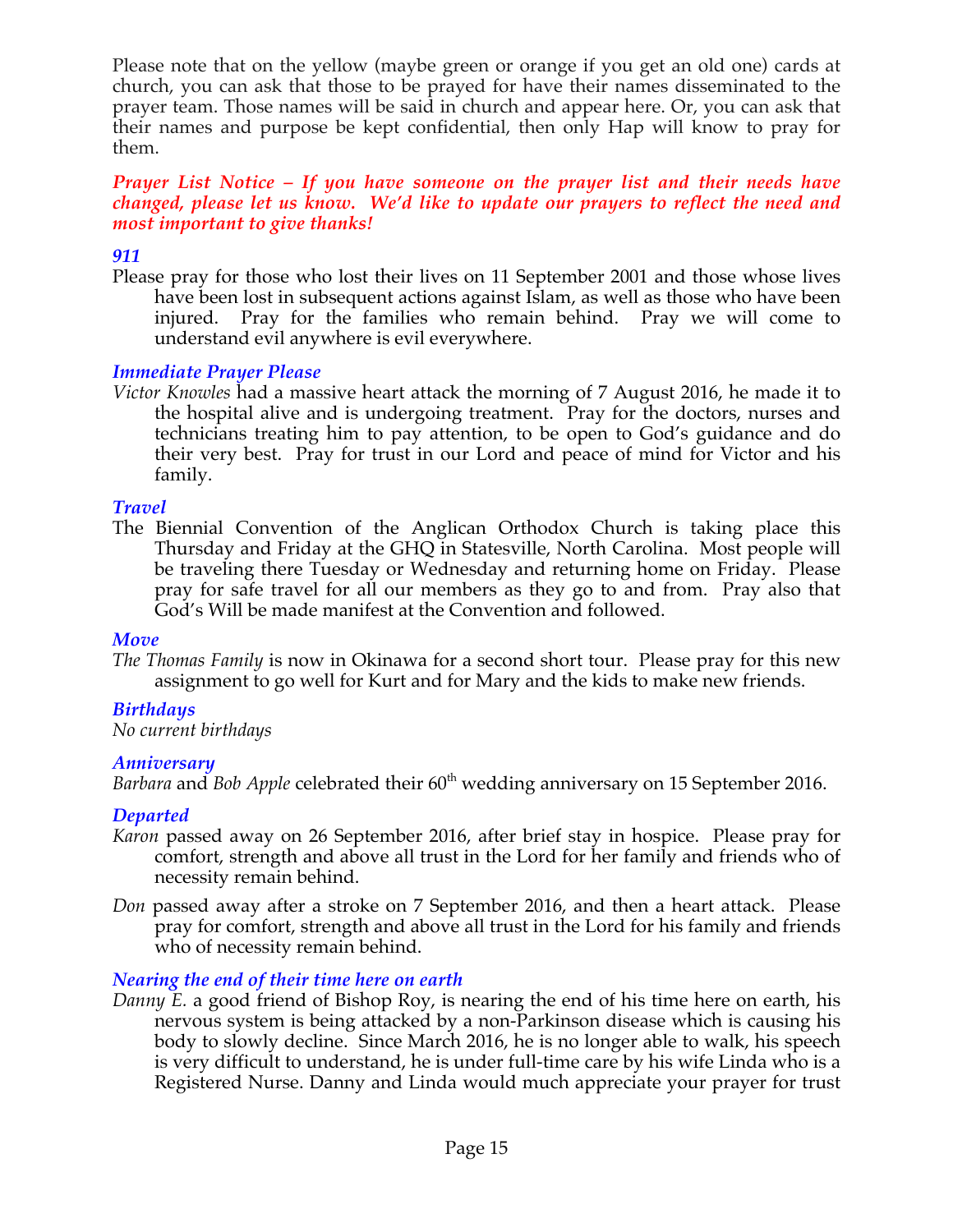Please note that on the yellow (maybe green or orange if you get an old one) cards at church, you can ask that those to be prayed for have their names disseminated to the prayer team. Those names will be said in church and appear here. Or, you can ask that their names and purpose be kept confidential, then only Hap will know to pray for them.

***Prayer List Notice – If you have someone on the prayer list and their needs have changed, please let us know. We'd like to update our prayers to reflect the need and most important to give thanks!***

### *911*

Please pray for those who lost their lives on 11 September 2001 and those whose lives have been lost in subsequent actions against Islam, as well as those who have been injured. Pray for the families who remain behind. Pray we will come to understand evil anywhere is evil everywhere.

### *Immediate Prayer Please*

*Victor Knowles* had a massive heart attack the morning of 7 August 2016, he made it to the hospital alive and is undergoing treatment. Pray for the doctors, nurses and technicians treating him to pay attention, to be open to God's guidance and do their very best. Pray for trust in our Lord and peace of mind for Victor and his family.

### *Travel*

The Biennial Convention of the Anglican Orthodox Church is taking place this Thursday and Friday at the GHQ in Statesville, North Carolina. Most people will be traveling there Tuesday or Wednesday and returning home on Friday. Please pray for safe travel for all our members as they go to and from. Pray also that God's Will be made manifest at the Convention and followed.

### *Move*

*The Thomas Family* is now in Okinawa for a second short tour. Please pray for this new assignment to go well for Kurt and for Mary and the kids to make new friends.

### *Birthdays*

*No current birthdays*

### *Anniversary*

*Barbara* and *Bob Apple* celebrated their 60th wedding anniversary on 15 September 2016.

### *Departed*

*Karon* passed away on 26 September 2016, after brief stay in hospice. Please pray for comfort, strength and above all trust in the Lord for her family and friends who of necessity remain behind.

*Don* passed away after a stroke on 7 September 2016, and then a heart attack. Please pray for comfort, strength and above all trust in the Lord for his family and friends who of necessity remain behind.

### *Nearing the end of their time here on earth*

*Danny E.* a good friend of Bishop Roy, is nearing the end of his time here on earth, his nervous system is being attacked by a non-Parkinson disease which is causing his body to slowly decline. Since March 2016, he is no longer able to walk, his speech is very difficult to understand, he is under full-time care by his wife Linda who is a Registered Nurse. Danny and Linda would much appreciate your prayer for trust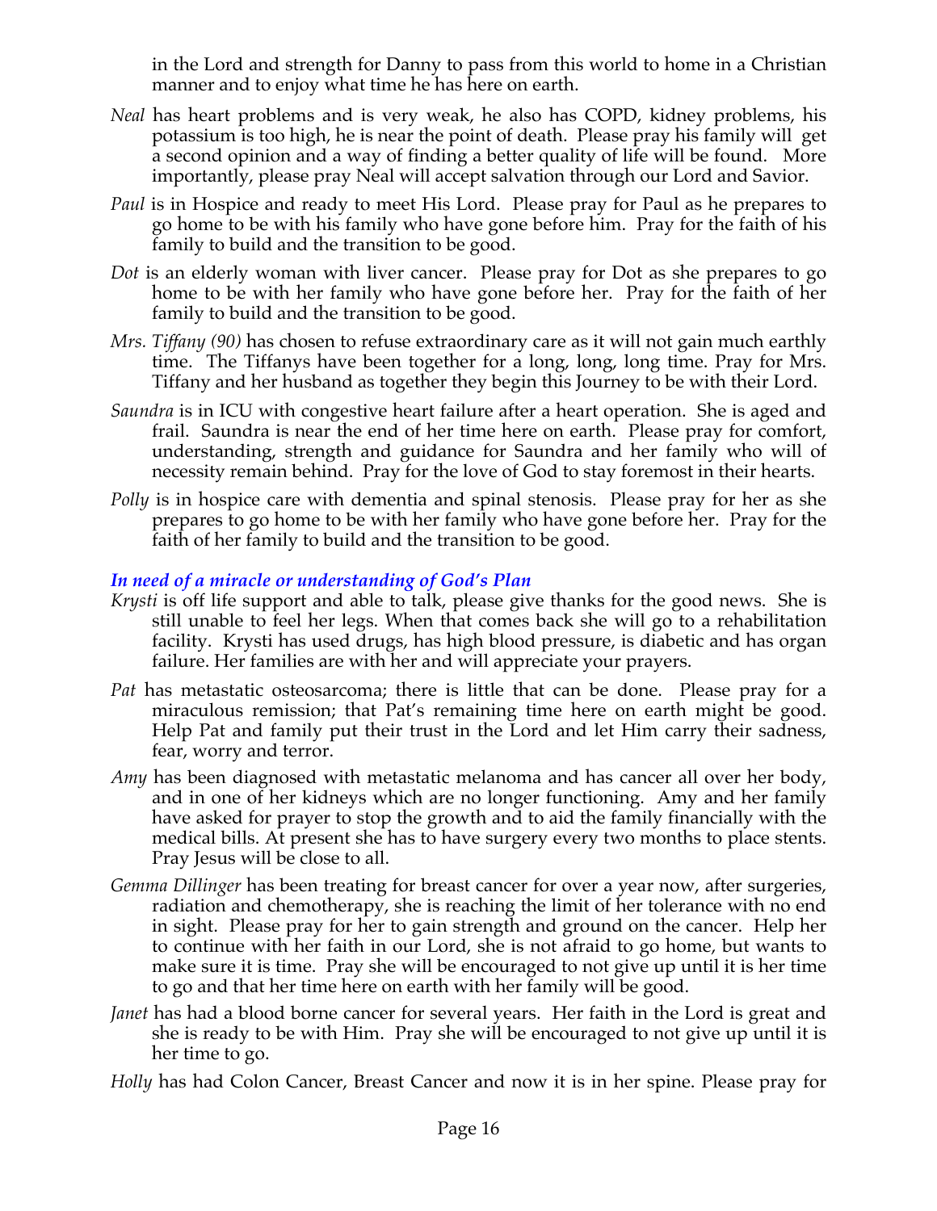in the Lord and strength for Danny to pass from this world to home in a Christian manner and to enjoy what time he has here on earth.

*Neal* has heart problems and is very weak, he also has COPD, kidney problems, his potassium is too high, he is near the point of death. Please pray his family will get a second opinion and a way of finding a better quality of life will be found. More importantly, please pray Neal will accept salvation through our Lord and Savior.

*Paul* is in Hospice and ready to meet His Lord. Please pray for Paul as he prepares to go home to be with his family who have gone before him. Pray for the faith of his family to build and the transition to be good.

*Dot* is an elderly woman with liver cancer. Please pray for Dot as she prepares to go home to be with her family who have gone before her. Pray for the faith of her family to build and the transition to be good.

*Mrs. Tiffany (90)* has chosen to refuse extraordinary care as it will not gain much earthly time. The Tiffanys have been together for a long, long, long time. Pray for Mrs. Tiffany and her husband as together they begin this Journey to be with their Lord.

*Saundra* is in ICU with congestive heart failure after a heart operation. She is aged and frail. Saundra is near the end of her time here on earth. Please pray for comfort, understanding, strength and guidance for Saundra and her family who will of necessity remain behind. Pray for the love of God to stay foremost in their hearts.

*Polly* is in hospice care with dementia and spinal stenosis. Please pray for her as she prepares to go home to be with her family who have gone before her. Pray for the faith of her family to build and the transition to be good.

### *In need of a miracle or understanding of God's Plan*

*Krysti* is off life support and able to talk, please give thanks for the good news. She is still unable to feel her legs. When that comes back she will go to a rehabilitation facility. Krysti has used drugs, has high blood pressure, is diabetic and has organ failure. Her families are with her and will appreciate your prayers.

*Pat* has metastatic osteosarcoma; there is little that can be done. Please pray for a miraculous remission; that Pat's remaining time here on earth might be good. Help Pat and family put their trust in the Lord and let Him carry their sadness, fear, worry and terror.

*Amy* has been diagnosed with metastatic melanoma and has cancer all over her body, and in one of her kidneys which are no longer functioning. Amy and her family have asked for prayer to stop the growth and to aid the family financially with the medical bills. At present she has to have surgery every two months to place stents. Pray Jesus will be close to all.

*Gemma Dillinger* has been treating for breast cancer for over a year now, after surgeries, radiation and chemotherapy, she is reaching the limit of her tolerance with no end in sight. Please pray for her to gain strength and ground on the cancer. Help her to continue with her faith in our Lord, she is not afraid to go home, but wants to make sure it is time. Pray she will be encouraged to not give up until it is her time to go and that her time here on earth with her family will be good.

*Janet* has had a blood borne cancer for several years. Her faith in the Lord is great and she is ready to be with Him. Pray she will be encouraged to not give up until it is her time to go.

*Holly* has had Colon Cancer, Breast Cancer and now it is in her spine. Please pray for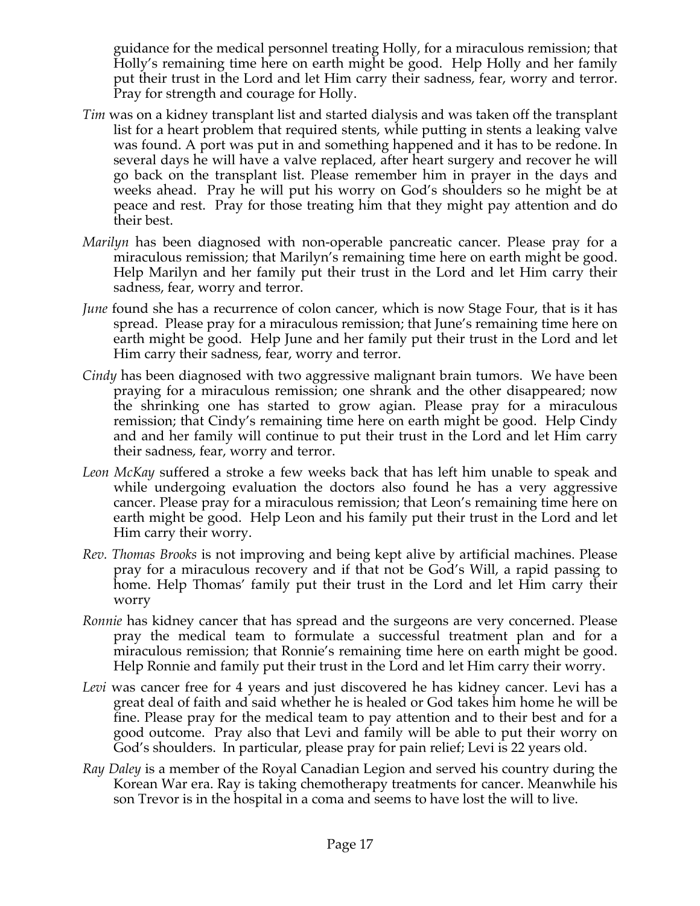guidance for the medical personnel treating Holly, for a miraculous remission; that Holly's remaining time here on earth might be good. Help Holly and her family put their trust in the Lord and let Him carry their sadness, fear, worry and terror. Pray for strength and courage for Holly.

*Tim* was on a kidney transplant list and started dialysis and was taken off the transplant list for a heart problem that required stents, while putting in stents a leaking valve was found. A port was put in and something happened and it has to be redone. In several days he will have a valve replaced, after heart surgery and recover he will go back on the transplant list. Please remember him in prayer in the days and weeks ahead. Pray he will put his worry on God's shoulders so he might be at peace and rest. Pray for those treating him that they might pay attention and do their best.

*Marilyn* has been diagnosed with non-operable pancreatic cancer. Please pray for a miraculous remission; that Marilyn's remaining time here on earth might be good. Help Marilyn and her family put their trust in the Lord and let Him carry their sadness, fear, worry and terror.

*June* found she has a recurrence of colon cancer, which is now Stage Four, that is it has spread. Please pray for a miraculous remission; that June's remaining time here on earth might be good. Help June and her family put their trust in the Lord and let Him carry their sadness, fear, worry and terror.

*Cindy* has been diagnosed with two aggressive malignant brain tumors. We have been praying for a miraculous remission; one shrank and the other disappeared; now the shrinking one has started to grow agian. Please pray for a miraculous remission; that Cindy's remaining time here on earth might be good. Help Cindy and and her family will continue to put their trust in the Lord and let Him carry their sadness, fear, worry and terror.

*Leon McKay* suffered a stroke a few weeks back that has left him unable to speak and while undergoing evaluation the doctors also found he has a very aggressive cancer. Please pray for a miraculous remission; that Leon's remaining time here on earth might be good. Help Leon and his family put their trust in the Lord and let Him carry their worry.

*Rev. Thomas Brooks* is not improving and being kept alive by artificial machines. Please pray for a miraculous recovery and if that not be God's Will, a rapid passing to home. Help Thomas' family put their trust in the Lord and let Him carry their worry

*Ronnie* has kidney cancer that has spread and the surgeons are very concerned. Please pray the medical team to formulate a successful treatment plan and for a miraculous remission; that Ronnie's remaining time here on earth might be good. Help Ronnie and family put their trust in the Lord and let Him carry their worry.

*Levi* was cancer free for 4 years and just discovered he has kidney cancer. Levi has a great deal of faith and said whether he is healed or God takes him home he will be fine. Please pray for the medical team to pay attention and to their best and for a good outcome. Pray also that Levi and family will be able to put their worry on God's shoulders. In particular, please pray for pain relief; Levi is 22 years old.

*Ray Daley* is a member of the Royal Canadian Legion and served his country during the Korean War era. Ray is taking chemotherapy treatments for cancer. Meanwhile his son Trevor is in the hospital in a coma and seems to have lost the will to live.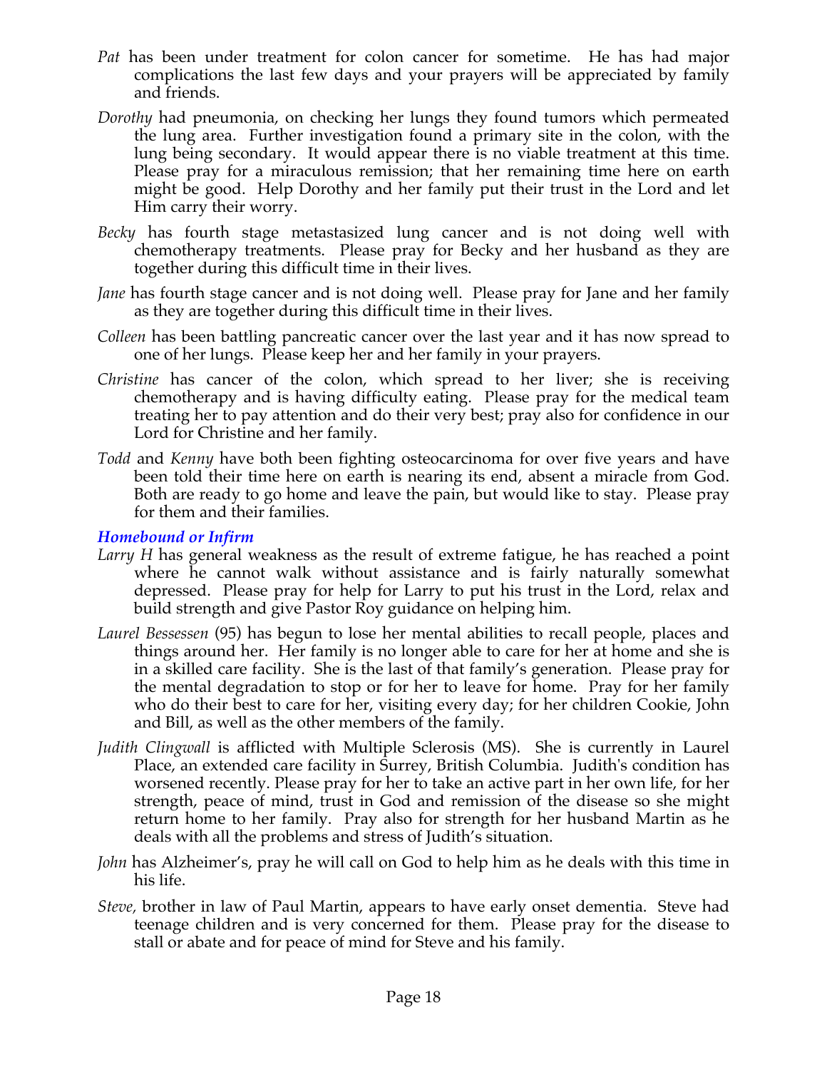*Pat* has been under treatment for colon cancer for sometime. He has had major complications the last few days and your prayers will be appreciated by family and friends.

*Dorothy* had pneumonia, on checking her lungs they found tumors which permeated the lung area. Further investigation found a primary site in the colon, with the lung being secondary. It would appear there is no viable treatment at this time. Please pray for a miraculous remission; that her remaining time here on earth might be good. Help Dorothy and her family put their trust in the Lord and let Him carry their worry.

*Becky* has fourth stage metastasized lung cancer and is not doing well with chemotherapy treatments. Please pray for Becky and her husband as they are together during this difficult time in their lives.

*Jane* has fourth stage cancer and is not doing well. Please pray for Jane and her family as they are together during this difficult time in their lives.

*Colleen* has been battling pancreatic cancer over the last year and it has now spread to one of her lungs. Please keep her and her family in your prayers.

*Christine* has cancer of the colon, which spread to her liver; she is receiving chemotherapy and is having difficulty eating. Please pray for the medical team treating her to pay attention and do their very best; pray also for confidence in our Lord for Christine and her family.

*Todd* and *Kenny* have both been fighting osteocarcinoma for over five years and have been told their time here on earth is nearing its end, absent a miracle from God. Both are ready to go home and leave the pain, but would like to stay. Please pray for them and their families.

### *Homebound or Infirm*

*Larry H* has general weakness as the result of extreme fatigue, he has reached a point where he cannot walk without assistance and is fairly naturally somewhat depressed. Please pray for help for Larry to put his trust in the Lord, relax and build strength and give Pastor Roy guidance on helping him.

*Laurel Bessessen* (95) has begun to lose her mental abilities to recall people, places and things around her. Her family is no longer able to care for her at home and she is in a skilled care facility. She is the last of that family's generation. Please pray for the mental degradation to stop or for her to leave for home. Pray for her family who do their best to care for her, visiting every day; for her children Cookie, John and Bill, as well as the other members of the family.

*Judith Clingwall* is afflicted with Multiple Sclerosis (MS). She is currently in Laurel Place, an extended care facility in Surrey, British Columbia. Judith's condition has worsened recently. Please pray for her to take an active part in her own life, for her strength, peace of mind, trust in God and remission of the disease so she might return home to her family. Pray also for strength for her husband Martin as he deals with all the problems and stress of Judith's situation.

*John* has Alzheimer's, pray he will call on God to help him as he deals with this time in his life.

*Steve,* brother in law of Paul Martin, appears to have early onset dementia. Steve had teenage children and is very concerned for them. Please pray for the disease to stall or abate and for peace of mind for Steve and his family.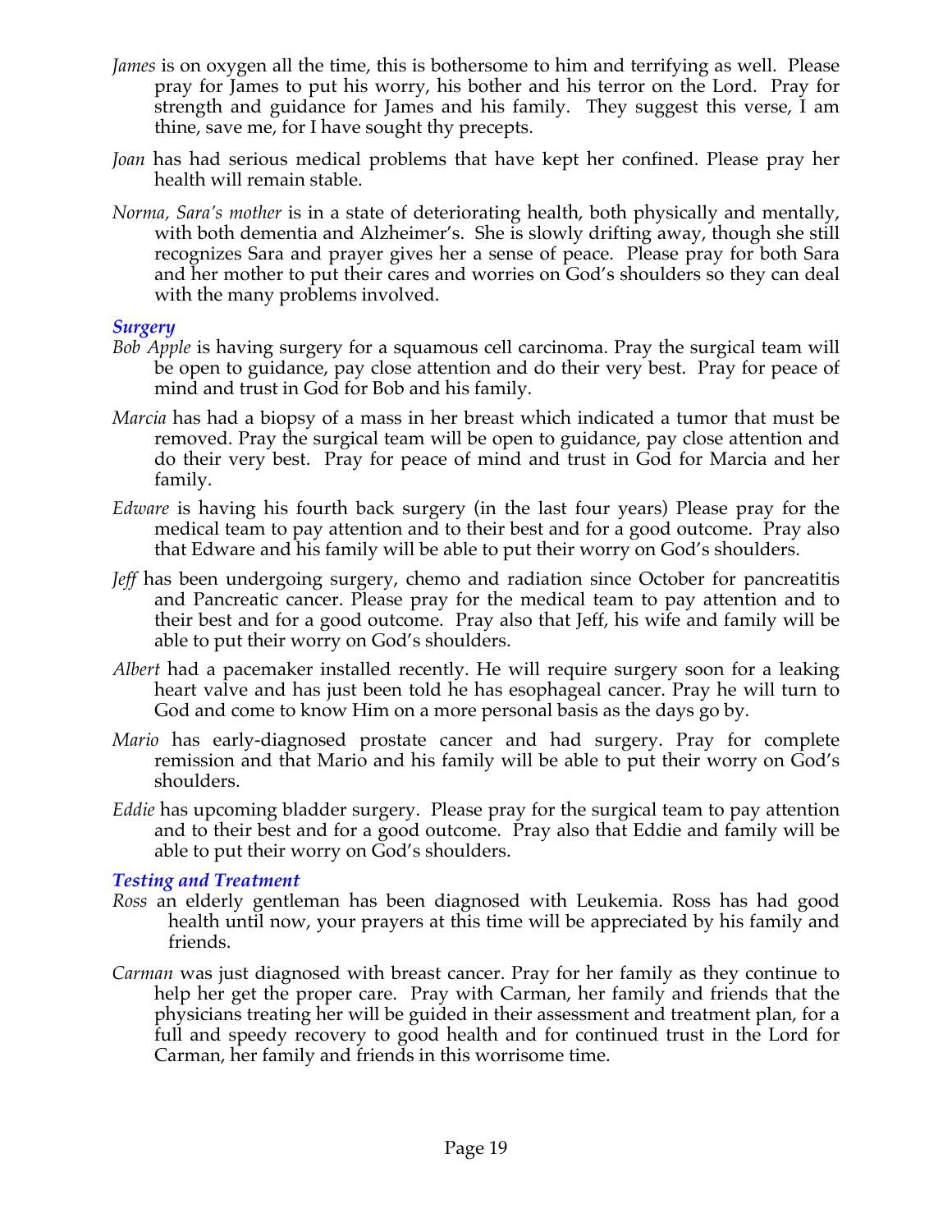*James* is on oxygen all the time, this is bothersome to him and terrifying as well. Please pray for James to put his worry, his bother and his terror on the Lord. Pray for strength and guidance for James and his family. They suggest this verse, I am thine, save me, for I have sought thy precepts.

*Joan* has had serious medical problems that have kept her confined. Please pray her health will remain stable.

*Norma, Sara's mother* is in a state of deteriorating health, both physically and mentally, with both dementia and Alzheimer's. She is slowly drifting away, though she still recognizes Sara and prayer gives her a sense of peace. Please pray for both Sara and her mother to put their cares and worries on God's shoulders so they can deal with the many problems involved.

### *Surgery*

*Bob Apple* is having surgery for a squamous cell carcinoma. Pray the surgical team will be open to guidance, pay close attention and do their very best. Pray for peace of mind and trust in God for Bob and his family.

*Marcia* has had a biopsy of a mass in her breast which indicated a tumor that must be removed. Pray the surgical team will be open to guidance, pay close attention and do their very best. Pray for peace of mind and trust in God for Marcia and her family.

*Edware* is having his fourth back surgery (in the last four years) Please pray for the medical team to pay attention and to their best and for a good outcome. Pray also that Edware and his family will be able to put their worry on God's shoulders.

*Jeff* has been undergoing surgery, chemo and radiation since October for pancreatitis and Pancreatic cancer. Please pray for the medical team to pay attention and to their best and for a good outcome. Pray also that Jeff, his wife and family will be able to put their worry on God's shoulders.

*Albert* had a pacemaker installed recently. He will require surgery soon for a leaking heart valve and has just been told he has esophageal cancer. Pray he will turn to God and come to know Him on a more personal basis as the days go by.

*Mario* has early-diagnosed prostate cancer and had surgery. Pray for complete remission and that Mario and his family will be able to put their worry on God's shoulders.

*Eddie* has upcoming bladder surgery. Please pray for the surgical team to pay attention and to their best and for a good outcome. Pray also that Eddie and family will be able to put their worry on God's shoulders.

### *Testing and Treatment*

*Ross* an elderly gentleman has been diagnosed with Leukemia. Ross has had good health until now, your prayers at this time will be appreciated by his family and friends.

*Carman* was just diagnosed with breast cancer. Pray for her family as they continue to help her get the proper care. Pray with Carman, her family and friends that the physicians treating her will be guided in their assessment and treatment plan, for a full and speedy recovery to good health and for continued trust in the Lord for Carman, her family and friends in this worrisome time.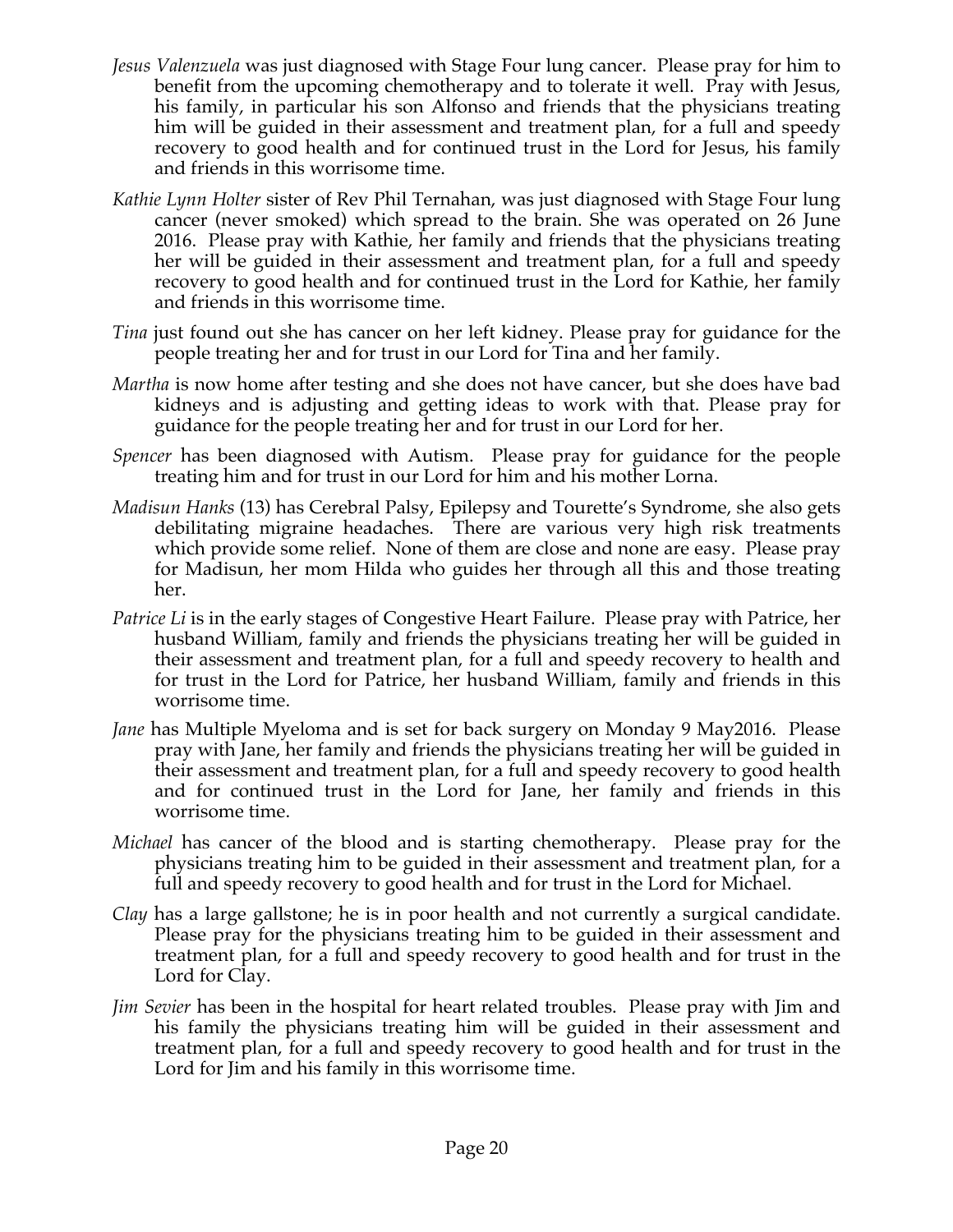*Jesus Valenzuela* was just diagnosed with Stage Four lung cancer. Please pray for him to benefit from the upcoming chemotherapy and to tolerate it well. Pray with Jesus, his family, in particular his son Alfonso and friends that the physicians treating him will be guided in their assessment and treatment plan, for a full and speedy recovery to good health and for continued trust in the Lord for Jesus, his family and friends in this worrisome time.

*Kathie Lynn Holter* sister of Rev Phil Ternahan, was just diagnosed with Stage Four lung cancer (never smoked) which spread to the brain. She was operated on 26 June 2016. Please pray with Kathie, her family and friends that the physicians treating her will be guided in their assessment and treatment plan, for a full and speedy recovery to good health and for continued trust in the Lord for Kathie, her family and friends in this worrisome time.

*Tina* just found out she has cancer on her left kidney. Please pray for guidance for the people treating her and for trust in our Lord for Tina and her family.

*Martha* is now home after testing and she does not have cancer, but she does have bad kidneys and is adjusting and getting ideas to work with that. Please pray for guidance for the people treating her and for trust in our Lord for her.

*Spencer* has been diagnosed with Autism. Please pray for guidance for the people treating him and for trust in our Lord for him and his mother Lorna.

*Madisun Hanks* (13) has Cerebral Palsy, Epilepsy and Tourette's Syndrome, she also gets debilitating migraine headaches. There are various very high risk treatments which provide some relief. None of them are close and none are easy. Please pray for Madisun, her mom Hilda who guides her through all this and those treating her.

*Patrice Li* is in the early stages of Congestive Heart Failure. Please pray with Patrice, her husband William, family and friends the physicians treating her will be guided in their assessment and treatment plan, for a full and speedy recovery to health and for trust in the Lord for Patrice, her husband William, family and friends in this worrisome time.

*Jane* has Multiple Myeloma and is set for back surgery on Monday 9 May2016. Please pray with Jane, her family and friends the physicians treating her will be guided in their assessment and treatment plan, for a full and speedy recovery to good health and for continued trust in the Lord for Jane, her family and friends in this worrisome time.

*Michael* has cancer of the blood and is starting chemotherapy. Please pray for the physicians treating him to be guided in their assessment and treatment plan, for a full and speedy recovery to good health and for trust in the Lord for Michael.

*Clay* has a large gallstone; he is in poor health and not currently a surgical candidate. Please pray for the physicians treating him to be guided in their assessment and treatment plan, for a full and speedy recovery to good health and for trust in the Lord for Clay.

*Jim Sevier* has been in the hospital for heart related troubles. Please pray with Jim and his family the physicians treating him will be guided in their assessment and treatment plan, for a full and speedy recovery to good health and for trust in the Lord for Jim and his family in this worrisome time.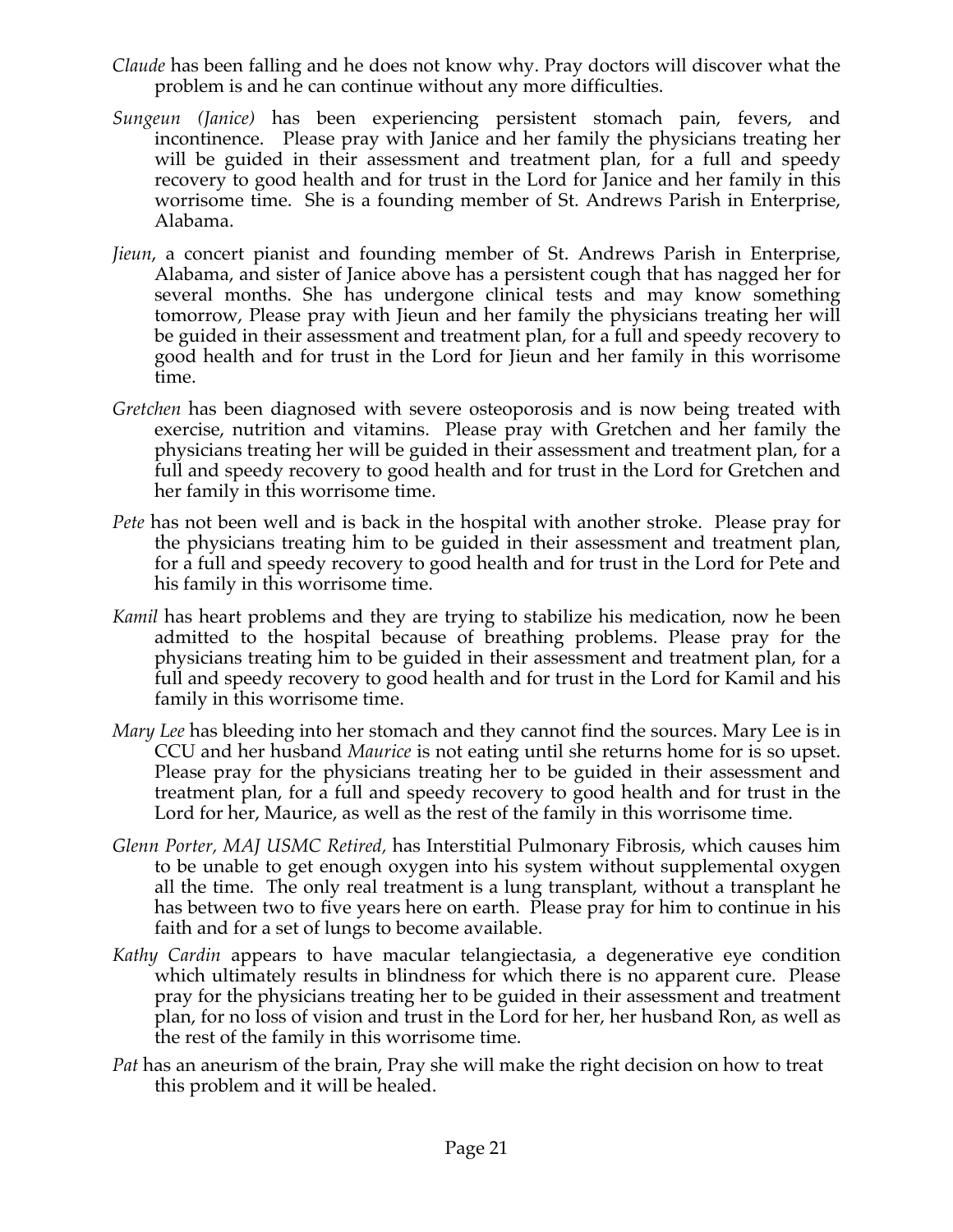*Claude* has been falling and he does not know why. Pray doctors will discover what the problem is and he can continue without any more difficulties.

*Sungeun (Janice)* has been experiencing persistent stomach pain, fevers, and incontinence. Please pray with Janice and her family the physicians treating her will be guided in their assessment and treatment plan, for a full and speedy recovery to good health and for trust in the Lord for Janice and her family in this worrisome time. She is a founding member of St. Andrews Parish in Enterprise, Alabama.

*Jieun*, a concert pianist and founding member of St. Andrews Parish in Enterprise, Alabama, and sister of Janice above has a persistent cough that has nagged her for several months. She has undergone clinical tests and may know something tomorrow, Please pray with Jieun and her family the physicians treating her will be guided in their assessment and treatment plan, for a full and speedy recovery to good health and for trust in the Lord for Jieun and her family in this worrisome time.

*Gretchen* has been diagnosed with severe osteoporosis and is now being treated with exercise, nutrition and vitamins. Please pray with Gretchen and her family the physicians treating her will be guided in their assessment and treatment plan, for a full and speedy recovery to good health and for trust in the Lord for Gretchen and her family in this worrisome time.

*Pete* has not been well and is back in the hospital with another stroke. Please pray for the physicians treating him to be guided in their assessment and treatment plan, for a full and speedy recovery to good health and for trust in the Lord for Pete and his family in this worrisome time.

*Kamil* has heart problems and they are trying to stabilize his medication, now he been admitted to the hospital because of breathing problems. Please pray for the physicians treating him to be guided in their assessment and treatment plan, for a full and speedy recovery to good health and for trust in the Lord for Kamil and his family in this worrisome time.

*Mary Lee* has bleeding into her stomach and they cannot find the sources. Mary Lee is in CCU and her husband *Maurice* is not eating until she returns home for is so upset. Please pray for the physicians treating her to be guided in their assessment and treatment plan, for a full and speedy recovery to good health and for trust in the Lord for her, Maurice, as well as the rest of the family in this worrisome time.

*Glenn Porter, MAJ USMC Retired,* has Interstitial Pulmonary Fibrosis, which causes him to be unable to get enough oxygen into his system without supplemental oxygen all the time. The only real treatment is a lung transplant, without a transplant he has between two to five years here on earth. Please pray for him to continue in his faith and for a set of lungs to become available.

*Kathy Cardin* appears to have macular telangiectasia, a degenerative eye condition which ultimately results in blindness for which there is no apparent cure. Please pray for the physicians treating her to be guided in their assessment and treatment plan, for no loss of vision and trust in the Lord for her, her husband Ron, as well as the rest of the family in this worrisome time.

*Pat* has an aneurism of the brain, Pray she will make the right decision on how to treat this problem and it will be healed.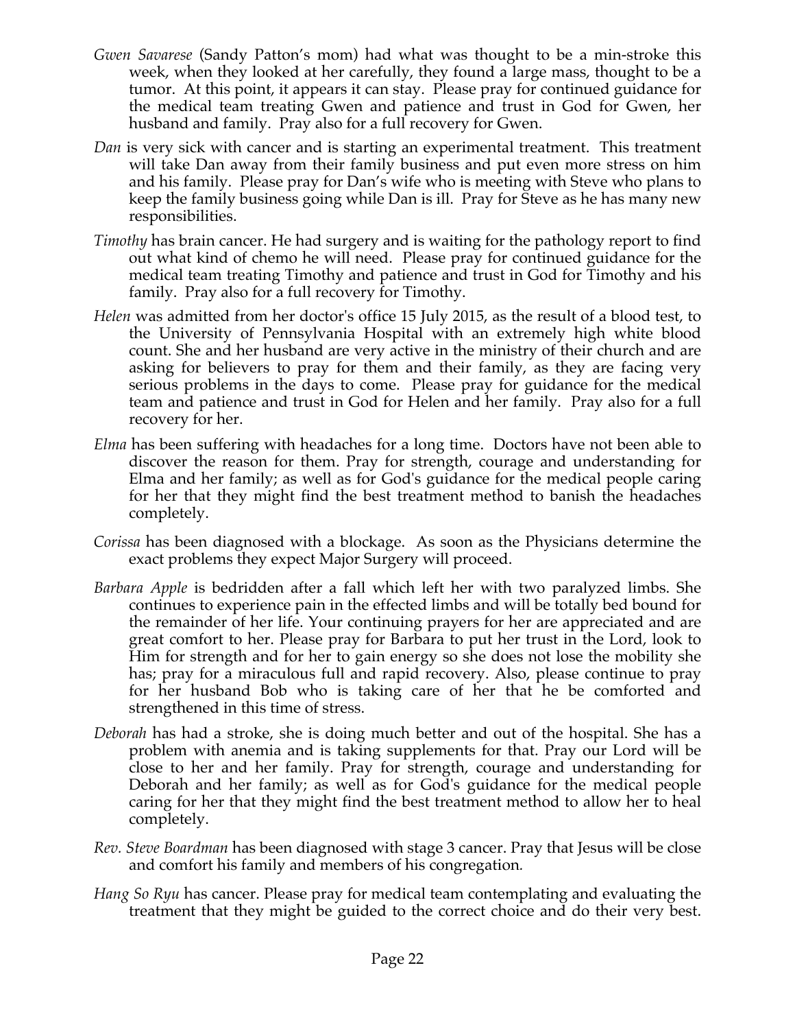*Gwen Savarese* (Sandy Patton's mom) had what was thought to be a min-stroke this week, when they looked at her carefully, they found a large mass, thought to be a tumor. At this point, it appears it can stay. Please pray for continued guidance for the medical team treating Gwen and patience and trust in God for Gwen, her husband and family. Pray also for a full recovery for Gwen.

*Dan* is very sick with cancer and is starting an experimental treatment. This treatment will take Dan away from their family business and put even more stress on him and his family. Please pray for Dan's wife who is meeting with Steve who plans to keep the family business going while Dan is ill. Pray for Steve as he has many new responsibilities.

*Timothy* has brain cancer. He had surgery and is waiting for the pathology report to find out what kind of chemo he will need. Please pray for continued guidance for the medical team treating Timothy and patience and trust in God for Timothy and his family. Pray also for a full recovery for Timothy.

*Helen* was admitted from her doctor's office 15 July 2015, as the result of a blood test, to the University of Pennsylvania Hospital with an extremely high white blood count. She and her husband are very active in the ministry of their church and are asking for believers to pray for them and their family, as they are facing very serious problems in the days to come. Please pray for guidance for the medical team and patience and trust in God for Helen and her family. Pray also for a full recovery for her.

*Elma* has been suffering with headaches for a long time. Doctors have not been able to discover the reason for them. Pray for strength, courage and understanding for Elma and her family; as well as for God's guidance for the medical people caring for her that they might find the best treatment method to banish the headaches completely.

*Corissa* has been diagnosed with a blockage. As soon as the Physicians determine the exact problems they expect Major Surgery will proceed.

*Barbara Apple* is bedridden after a fall which left her with two paralyzed limbs. She continues to experience pain in the effected limbs and will be totally bed bound for the remainder of her life. Your continuing prayers for her are appreciated and are great comfort to her. Please pray for Barbara to put her trust in the Lord, look to Him for strength and for her to gain energy so she does not lose the mobility she has; pray for a miraculous full and rapid recovery. Also, please continue to pray for her husband Bob who is taking care of her that he be comforted and strengthened in this time of stress.

*Deborah* has had a stroke, she is doing much better and out of the hospital. She has a problem with anemia and is taking supplements for that. Pray our Lord will be close to her and her family. Pray for strength, courage and understanding for Deborah and her family; as well as for God's guidance for the medical people caring for her that they might find the best treatment method to allow her to heal completely.

*Rev. Steve Boardman* has been diagnosed with stage 3 cancer. Pray that Jesus will be close and comfort his family and members of his congregation.

*Hang So Ryu* has cancer. Please pray for medical team contemplating and evaluating the treatment that they might be guided to the correct choice and do their very best.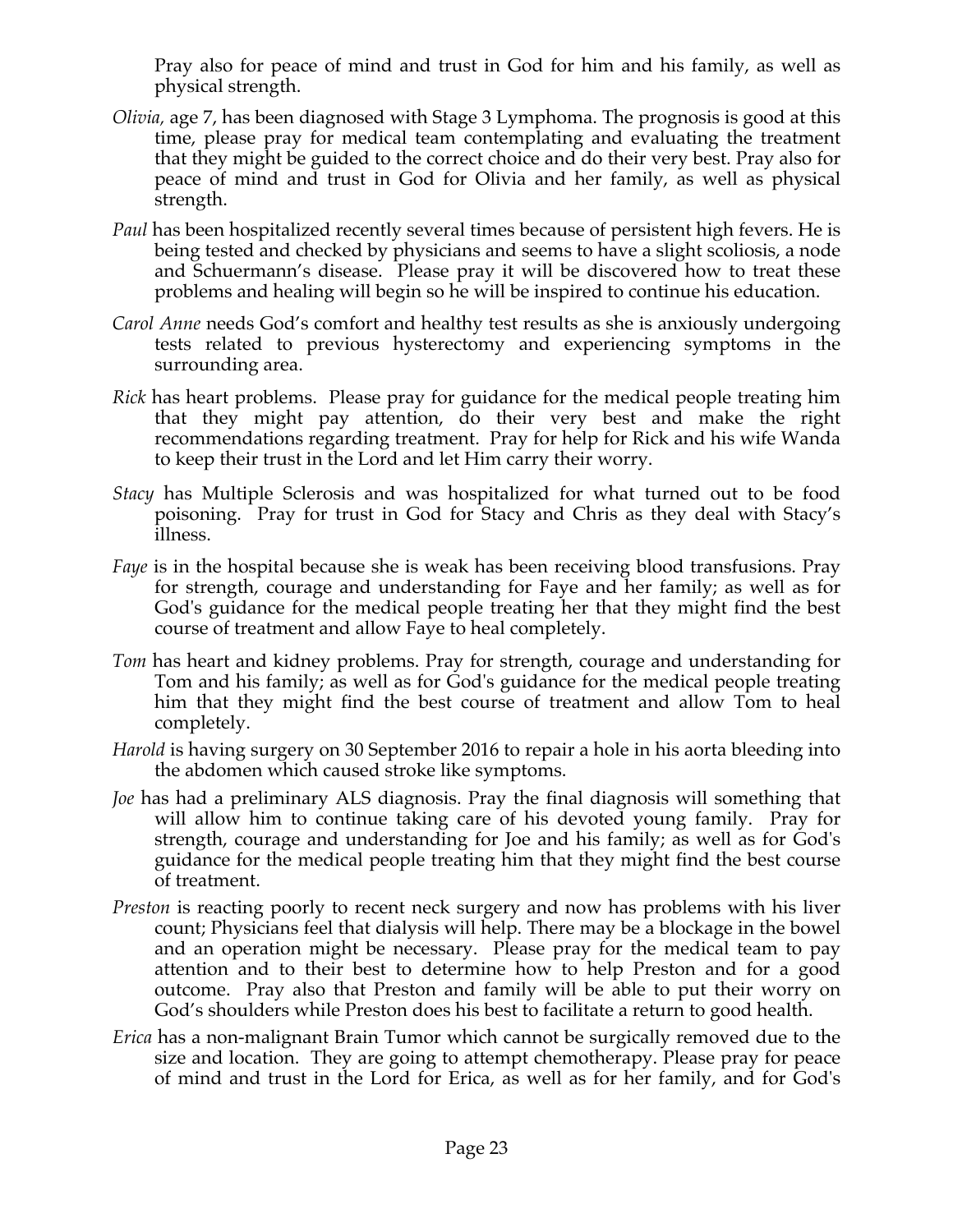Pray also for peace of mind and trust in God for him and his family, as well as physical strength.

*Olivia,* age 7, has been diagnosed with Stage 3 Lymphoma. The prognosis is good at this time, please pray for medical team contemplating and evaluating the treatment that they might be guided to the correct choice and do their very best. Pray also for peace of mind and trust in God for Olivia and her family, as well as physical strength.

*Paul* has been hospitalized recently several times because of persistent high fevers. He is being tested and checked by physicians and seems to have a slight scoliosis, a node and Schuermann's disease. Please pray it will be discovered how to treat these problems and healing will begin so he will be inspired to continue his education.

*Carol Anne* needs God's comfort and healthy test results as she is anxiously undergoing tests related to previous hysterectomy and experiencing symptoms in the surrounding area.

*Rick* has heart problems. Please pray for guidance for the medical people treating him that they might pay attention, do their very best and make the right recommendations regarding treatment. Pray for help for Rick and his wife Wanda to keep their trust in the Lord and let Him carry their worry.

*Stacy* has Multiple Sclerosis and was hospitalized for what turned out to be food poisoning. Pray for trust in God for Stacy and Chris as they deal with Stacy's illness.

*Faye* is in the hospital because she is weak has been receiving blood transfusions. Pray for strength, courage and understanding for Faye and her family; as well as for God's guidance for the medical people treating her that they might find the best course of treatment and allow Faye to heal completely.

*Tom* has heart and kidney problems. Pray for strength, courage and understanding for Tom and his family; as well as for God's guidance for the medical people treating him that they might find the best course of treatment and allow Tom to heal completely.

*Harold* is having surgery on 30 September 2016 to repair a hole in his aorta bleeding into the abdomen which caused stroke like symptoms.

*Joe* has had a preliminary ALS diagnosis. Pray the final diagnosis will something that will allow him to continue taking care of his devoted young family. Pray for strength, courage and understanding for Joe and his family; as well as for God's guidance for the medical people treating him that they might find the best course of treatment.

*Preston* is reacting poorly to recent neck surgery and now has problems with his liver count; Physicians feel that dialysis will help. There may be a blockage in the bowel and an operation might be necessary. Please pray for the medical team to pay attention and to their best to determine how to help Preston and for a good outcome. Pray also that Preston and family will be able to put their worry on God's shoulders while Preston does his best to facilitate a return to good health.

*Erica* has a non-malignant Brain Tumor which cannot be surgically removed due to the size and location. They are going to attempt chemotherapy. Please pray for peace of mind and trust in the Lord for Erica, as well as for her family, and for God's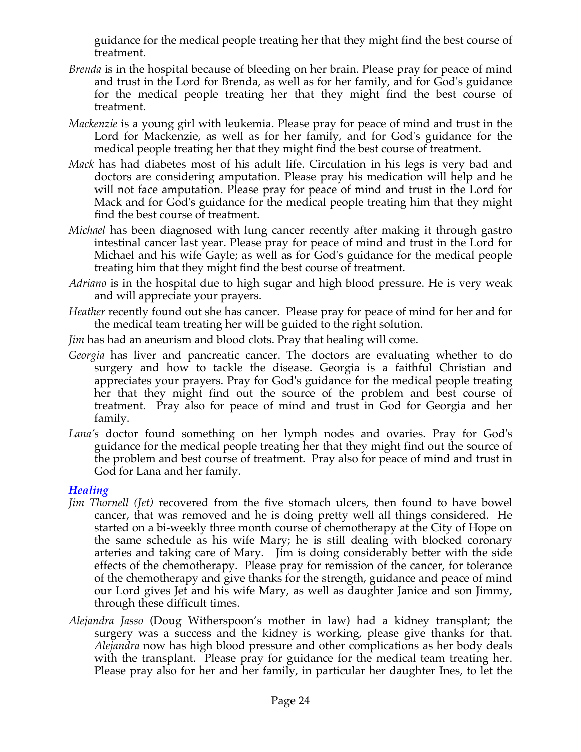guidance for the medical people treating her that they might find the best course of treatment.

*Brenda* is in the hospital because of bleeding on her brain. Please pray for peace of mind and trust in the Lord for Brenda, as well as for her family, and for God's guidance for the medical people treating her that they might find the best course of treatment.

*Mackenzie* is a young girl with leukemia. Please pray for peace of mind and trust in the Lord for Mackenzie, as well as for her family, and for God's guidance for the medical people treating her that they might find the best course of treatment.

*Mack* has had diabetes most of his adult life. Circulation in his legs is very bad and doctors are considering amputation. Please pray his medication will help and he will not face amputation. Please pray for peace of mind and trust in the Lord for Mack and for God's guidance for the medical people treating him that they might find the best course of treatment.

*Michael* has been diagnosed with lung cancer recently after making it through gastro intestinal cancer last year. Please pray for peace of mind and trust in the Lord for Michael and his wife Gayle; as well as for God's guidance for the medical people treating him that they might find the best course of treatment.

*Adriano* is in the hospital due to high sugar and high blood pressure. He is very weak and will appreciate your prayers.

*Heather* recently found out she has cancer. Please pray for peace of mind for her and for the medical team treating her will be guided to the right solution.

*Jim* has had an aneurism and blood clots. Pray that healing will come.

*Georgia* has liver and pancreatic cancer. The doctors are evaluating whether to do surgery and how to tackle the disease. Georgia is a faithful Christian and appreciates your prayers. Pray for God's guidance for the medical people treating her that they might find out the source of the problem and best course of treatment. Pray also for peace of mind and trust in God for Georgia and her family.

*Lana's* doctor found something on her lymph nodes and ovaries. Pray for God's guidance for the medical people treating her that they might find out the source of the problem and best course of treatment. Pray also for peace of mind and trust in God for Lana and her family.

### *Healing*

*Jim Thornell (Jet)* recovered from the five stomach ulcers, then found to have bowel cancer, that was removed and he is doing pretty well all things considered. He started on a bi-weekly three month course of chemotherapy at the City of Hope on the same schedule as his wife Mary; he is still dealing with blocked coronary arteries and taking care of Mary. Jim is doing considerably better with the side effects of the chemotherapy. Please pray for remission of the cancer, for tolerance of the chemotherapy and give thanks for the strength, guidance and peace of mind our Lord gives Jet and his wife Mary, as well as daughter Janice and son Jimmy, through these difficult times.

*Alejandra Jasso* (Doug Witherspoon's mother in law) had a kidney transplant; the surgery was a success and the kidney is working, please give thanks for that. *Alejandra* now has high blood pressure and other complications as her body deals with the transplant. Please pray for guidance for the medical team treating her. Please pray also for her and her family, in particular her daughter Ines, to let the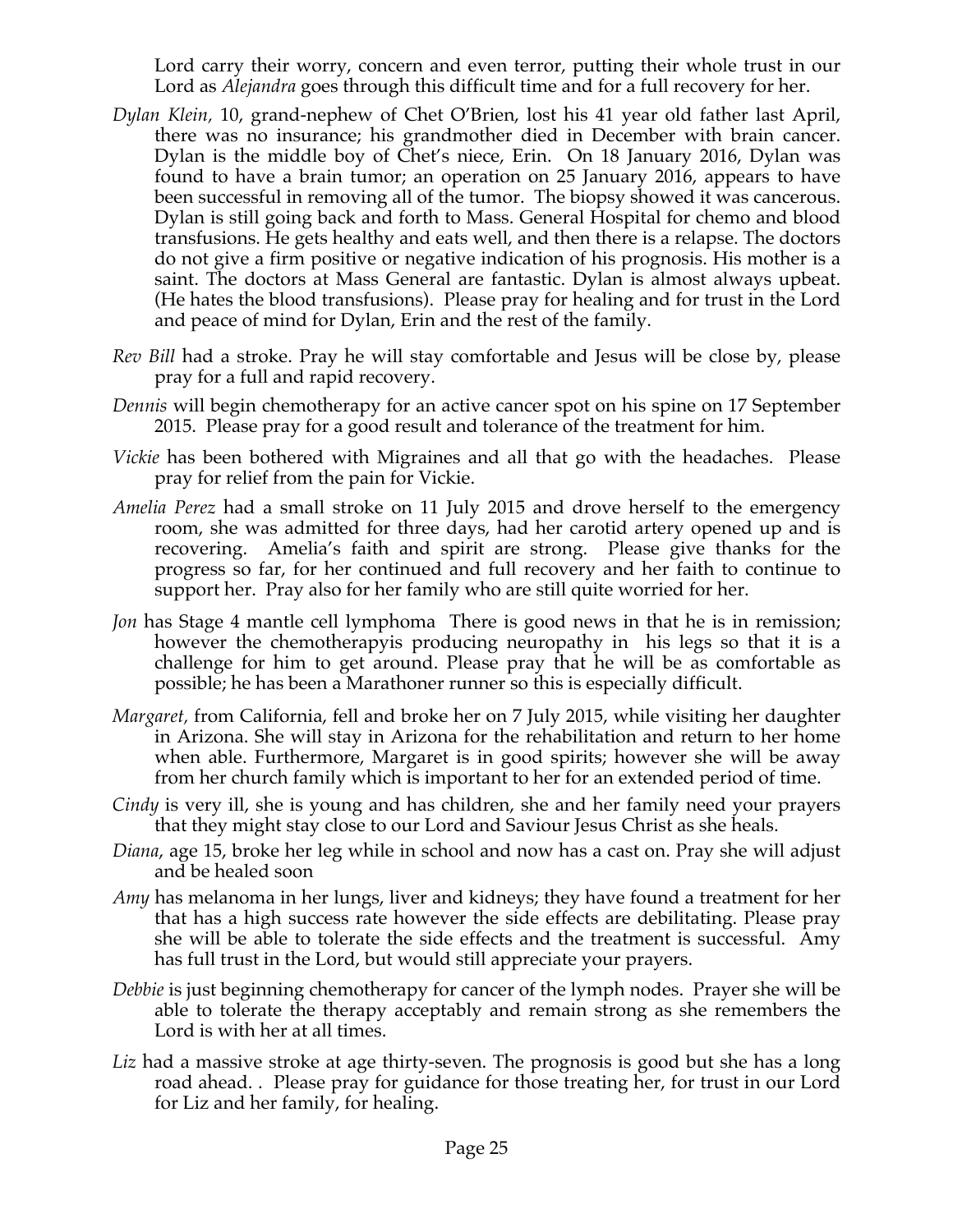Lord carry their worry, concern and even terror, putting their whole trust in our Lord as *Alejandra* goes through this difficult time and for a full recovery for her.

*Dylan Klein,* 10, grand-nephew of Chet O'Brien, lost his 41 year old father last April, there was no insurance; his grandmother died in December with brain cancer. Dylan is the middle boy of Chet's niece, Erin. On 18 January 2016, Dylan was found to have a brain tumor; an operation on 25 January 2016, appears to have been successful in removing all of the tumor. The biopsy showed it was cancerous. Dylan is still going back and forth to Mass. General Hospital for chemo and blood transfusions. He gets healthy and eats well, and then there is a relapse. The doctors do not give a firm positive or negative indication of his prognosis. His mother is a saint. The doctors at Mass General are fantastic. Dylan is almost always upbeat. (He hates the blood transfusions). Please pray for healing and for trust in the Lord and peace of mind for Dylan, Erin and the rest of the family.

*Rev Bill* had a stroke. Pray he will stay comfortable and Jesus will be close by, please pray for a full and rapid recovery.

*Dennis* will begin chemotherapy for an active cancer spot on his spine on 17 September 2015. Please pray for a good result and tolerance of the treatment for him.

*Vickie* has been bothered with Migraines and all that go with the headaches. Please pray for relief from the pain for Vickie.

*Amelia Perez* had a small stroke on 11 July 2015 and drove herself to the emergency room, she was admitted for three days, had her carotid artery opened up and is recovering. Amelia's faith and spirit are strong. Please give thanks for the progress so far, for her continued and full recovery and her faith to continue to support her. Pray also for her family who are still quite worried for her.

*Jon* has Stage 4 mantle cell lymphoma There is good news in that he is in remission; however the chemotherapyis producing neuropathy in his legs so that it is a challenge for him to get around. Please pray that he will be as comfortable as possible; he has been a Marathoner runner so this is especially difficult.

*Margaret,* from California, fell and broke her on 7 July 2015, while visiting her daughter in Arizona. She will stay in Arizona for the rehabilitation and return to her home when able. Furthermore, Margaret is in good spirits; however she will be away from her church family which is important to her for an extended period of time.

*Cindy* is very ill, she is young and has children, she and her family need your prayers that they might stay close to our Lord and Saviour Jesus Christ as she heals.

*Diana*, age 15, broke her leg while in school and now has a cast on. Pray she will adjust and be healed soon

*Amy* has melanoma in her lungs, liver and kidneys; they have found a treatment for her that has a high success rate however the side effects are debilitating. Please pray she will be able to tolerate the side effects and the treatment is successful. Amy has full trust in the Lord, but would still appreciate your prayers.

*Debbie* is just beginning chemotherapy for cancer of the lymph nodes. Prayer she will be able to tolerate the therapy acceptably and remain strong as she remembers the Lord is with her at all times.

*Liz* had a massive stroke at age thirty-seven. The prognosis is good but she has a long road ahead. . Please pray for guidance for those treating her, for trust in our Lord for Liz and her family, for healing.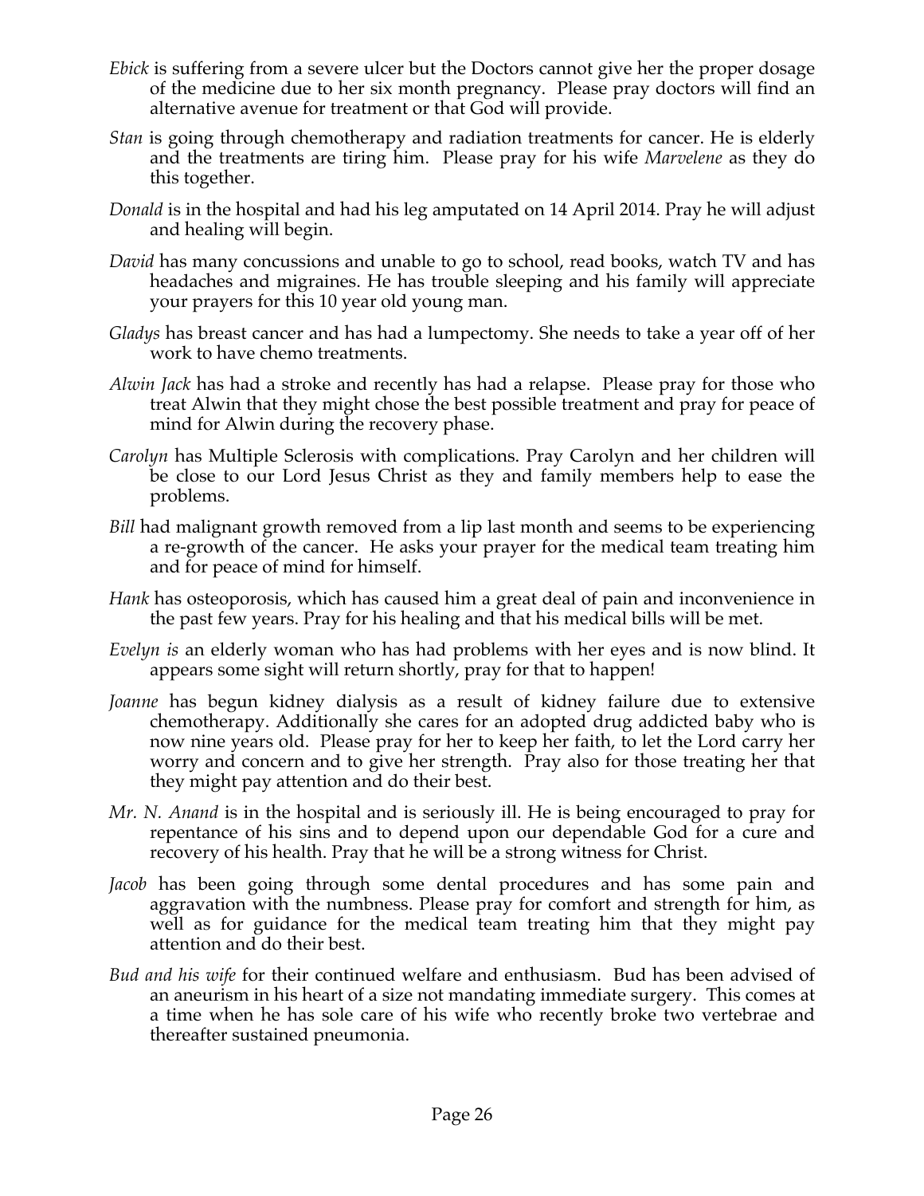*Ebick* is suffering from a severe ulcer but the Doctors cannot give her the proper dosage of the medicine due to her six month pregnancy. Please pray doctors will find an alternative avenue for treatment or that God will provide.

*Stan* is going through chemotherapy and radiation treatments for cancer. He is elderly and the treatments are tiring him. Please pray for his wife *Marvelene* as they do this together.

*Donald* is in the hospital and had his leg amputated on 14 April 2014. Pray he will adjust and healing will begin.

*David* has many concussions and unable to go to school, read books, watch TV and has headaches and migraines. He has trouble sleeping and his family will appreciate your prayers for this 10 year old young man.

*Gladys* has breast cancer and has had a lumpectomy. She needs to take a year off of her work to have chemo treatments.

*Alwin Jack* has had a stroke and recently has had a relapse. Please pray for those who treat Alwin that they might chose the best possible treatment and pray for peace of mind for Alwin during the recovery phase.

*Carolyn* has Multiple Sclerosis with complications. Pray Carolyn and her children will be close to our Lord Jesus Christ as they and family members help to ease the problems.

*Bill* had malignant growth removed from a lip last month and seems to be experiencing a re-growth of the cancer. He asks your prayer for the medical team treating him and for peace of mind for himself.

*Hank* has osteoporosis, which has caused him a great deal of pain and inconvenience in the past few years. Pray for his healing and that his medical bills will be met.

*Evelyn is* an elderly woman who has had problems with her eyes and is now blind. It appears some sight will return shortly, pray for that to happen!

*Joanne* has begun kidney dialysis as a result of kidney failure due to extensive chemotherapy. Additionally she cares for an adopted drug addicted baby who is now nine years old. Please pray for her to keep her faith, to let the Lord carry her worry and concern and to give her strength. Pray also for those treating her that they might pay attention and do their best.

*Mr. N. Anand* is in the hospital and is seriously ill. He is being encouraged to pray for repentance of his sins and to depend upon our dependable God for a cure and recovery of his health. Pray that he will be a strong witness for Christ.

*Jacob* has been going through some dental procedures and has some pain and aggravation with the numbness. Please pray for comfort and strength for him, as well as for guidance for the medical team treating him that they might pay attention and do their best.

*Bud and his wife* for their continued welfare and enthusiasm. Bud has been advised of an aneurism in his heart of a size not mandating immediate surgery. This comes at a time when he has sole care of his wife who recently broke two vertebrae and thereafter sustained pneumonia.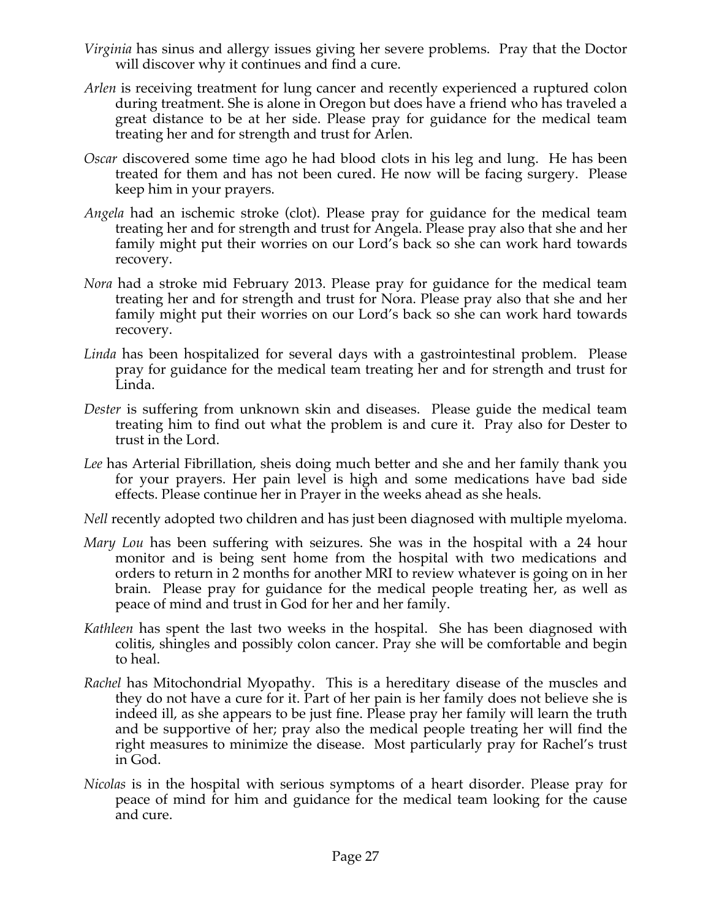*Virginia* has sinus and allergy issues giving her severe problems. Pray that the Doctor will discover why it continues and find a cure.

*Arlen* is receiving treatment for lung cancer and recently experienced a ruptured colon during treatment. She is alone in Oregon but does have a friend who has traveled a great distance to be at her side. Please pray for guidance for the medical team treating her and for strength and trust for Arlen.

*Oscar* discovered some time ago he had blood clots in his leg and lung. He has been treated for them and has not been cured. He now will be facing surgery. Please keep him in your prayers.

*Angela* had an ischemic stroke (clot). Please pray for guidance for the medical team treating her and for strength and trust for Angela. Please pray also that she and her family might put their worries on our Lord's back so she can work hard towards recovery.

*Nora* had a stroke mid February 2013. Please pray for guidance for the medical team treating her and for strength and trust for Nora. Please pray also that she and her family might put their worries on our Lord's back so she can work hard towards recovery.

*Linda* has been hospitalized for several days with a gastrointestinal problem. Please pray for guidance for the medical team treating her and for strength and trust for Linda.

*Dester* is suffering from unknown skin and diseases. Please guide the medical team treating him to find out what the problem is and cure it. Pray also for Dester to trust in the Lord.

*Lee* has Arterial Fibrillation, sheis doing much better and she and her family thank you for your prayers. Her pain level is high and some medications have bad side effects. Please continue her in Prayer in the weeks ahead as she heals.

*Nell* recently adopted two children and has just been diagnosed with multiple myeloma.

*Mary Lou* has been suffering with seizures. She was in the hospital with a 24 hour monitor and is being sent home from the hospital with two medications and orders to return in 2 months for another MRI to review whatever is going on in her brain. Please pray for guidance for the medical people treating her, as well as peace of mind and trust in God for her and her family.

*Kathleen* has spent the last two weeks in the hospital. She has been diagnosed with colitis, shingles and possibly colon cancer. Pray she will be comfortable and begin to heal.

*Rachel* has Mitochondrial Myopathy. This is a hereditary disease of the muscles and they do not have a cure for it. Part of her pain is her family does not believe she is indeed ill, as she appears to be just fine. Please pray her family will learn the truth and be supportive of her; pray also the medical people treating her will find the right measures to minimize the disease. Most particularly pray for Rachel's trust in God.

*Nicolas* is in the hospital with serious symptoms of a heart disorder. Please pray for peace of mind for him and guidance for the medical team looking for the cause and cure.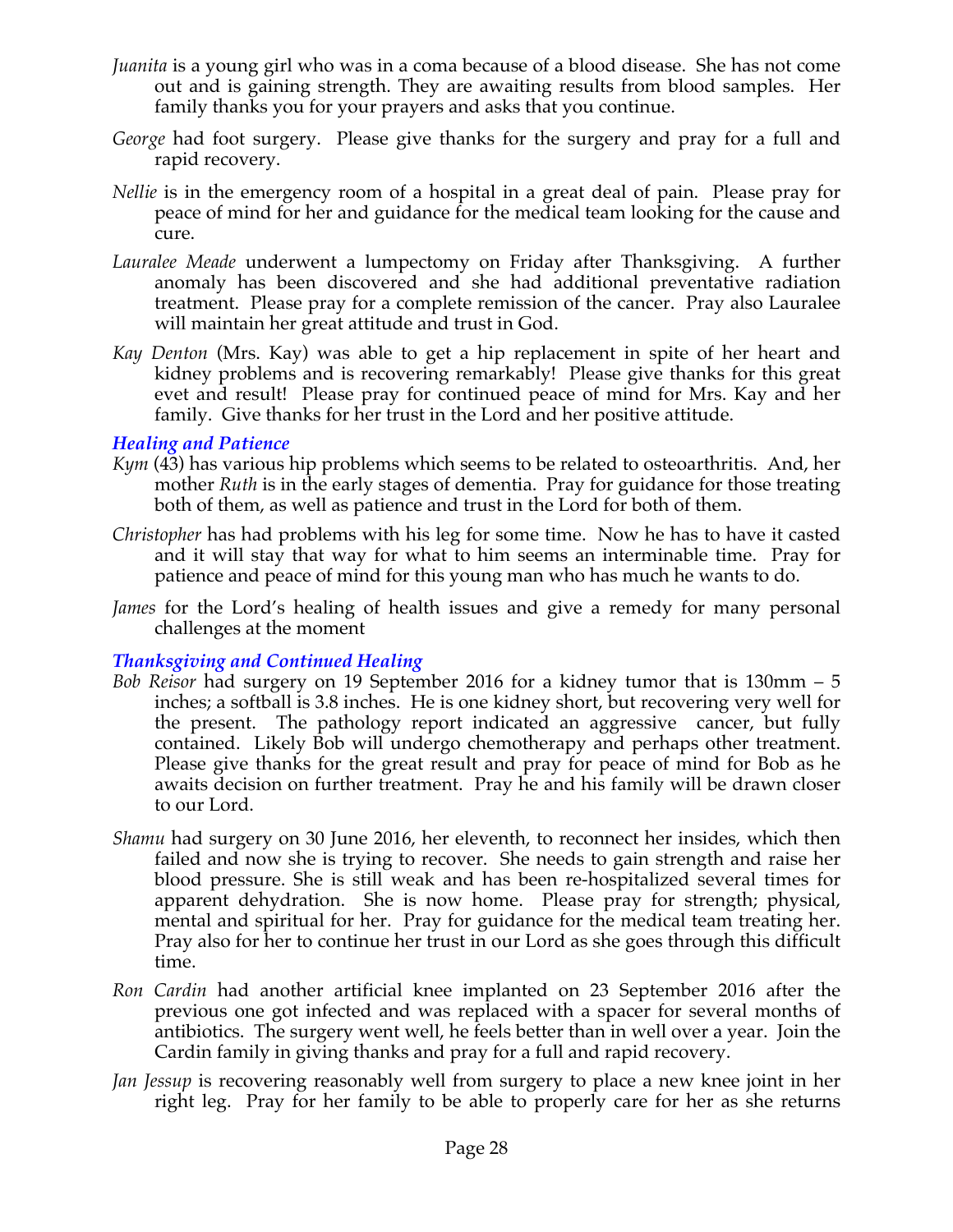*Juanita* is a young girl who was in a coma because of a blood disease. She has not come out and is gaining strength. They are awaiting results from blood samples. Her family thanks you for your prayers and asks that you continue.

*George* had foot surgery. Please give thanks for the surgery and pray for a full and rapid recovery.

*Nellie* is in the emergency room of a hospital in a great deal of pain. Please pray for peace of mind for her and guidance for the medical team looking for the cause and cure.

*Lauralee Meade* underwent a lumpectomy on Friday after Thanksgiving. A further anomaly has been discovered and she had additional preventative radiation treatment. Please pray for a complete remission of the cancer. Pray also Lauralee will maintain her great attitude and trust in God.

*Kay Denton* (Mrs. Kay) was able to get a hip replacement in spite of her heart and kidney problems and is recovering remarkably! Please give thanks for this great evet and result! Please pray for continued peace of mind for Mrs. Kay and her family. Give thanks for her trust in the Lord and her positive attitude.

***Healing and Patience***

*Kym* (43) has various hip problems which seems to be related to osteoarthritis. And, her mother *Ruth* is in the early stages of dementia. Pray for guidance for those treating both of them, as well as patience and trust in the Lord for both of them.

*Christopher* has had problems with his leg for some time. Now he has to have it casted and it will stay that way for what to him seems an interminable time. Pray for patience and peace of mind for this young man who has much he wants to do.

*James* for the Lord's healing of health issues and give a remedy for many personal challenges at the moment

***Thanksgiving and Continued Healing***

*Bob Reisor* had surgery on 19 September 2016 for a kidney tumor that is 130mm – 5 inches; a softball is 3.8 inches. He is one kidney short, but recovering very well for the present. The pathology report indicated an aggressive cancer, but fully contained. Likely Bob will undergo chemotherapy and perhaps other treatment. Please give thanks for the great result and pray for peace of mind for Bob as he awaits decision on further treatment. Pray he and his family will be drawn closer to our Lord.

*Shamu* had surgery on 30 June 2016, her eleventh, to reconnect her insides, which then failed and now she is trying to recover. She needs to gain strength and raise her blood pressure. She is still weak and has been re-hospitalized several times for apparent dehydration. She is now home. Please pray for strength; physical, mental and spiritual for her. Pray for guidance for the medical team treating her. Pray also for her to continue her trust in our Lord as she goes through this difficult time.

*Ron Cardin* had another artificial knee implanted on 23 September 2016 after the previous one got infected and was replaced with a spacer for several months of antibiotics. The surgery went well, he feels better than in well over a year. Join the Cardin family in giving thanks and pray for a full and rapid recovery.

*Jan Jessup* is recovering reasonably well from surgery to place a new knee joint in her right leg. Pray for her family to be able to properly care for her as she returns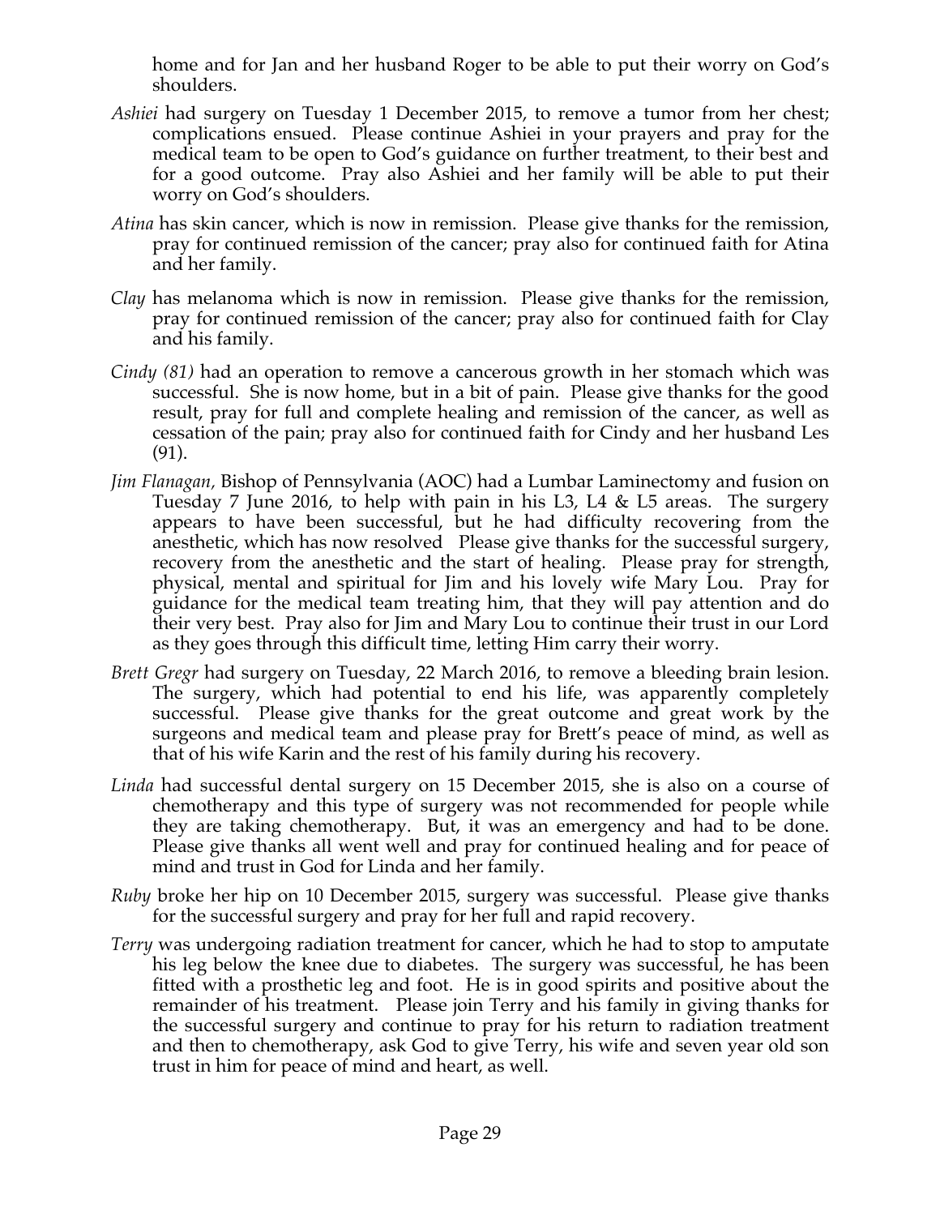home and for Jan and her husband Roger to be able to put their worry on God's shoulders.

*Ashiei* had surgery on Tuesday 1 December 2015, to remove a tumor from her chest; complications ensued. Please continue Ashiei in your prayers and pray for the medical team to be open to God's guidance on further treatment, to their best and for a good outcome. Pray also Ashiei and her family will be able to put their worry on God's shoulders.

*Atina* has skin cancer, which is now in remission. Please give thanks for the remission, pray for continued remission of the cancer; pray also for continued faith for Atina and her family.

*Clay* has melanoma which is now in remission. Please give thanks for the remission, pray for continued remission of the cancer; pray also for continued faith for Clay and his family.

*Cindy (81)* had an operation to remove a cancerous growth in her stomach which was successful. She is now home, but in a bit of pain. Please give thanks for the good result, pray for full and complete healing and remission of the cancer, as well as cessation of the pain; pray also for continued faith for Cindy and her husband Les (91).

*Jim Flanagan*, Bishop of Pennsylvania (AOC) had a Lumbar Laminectomy and fusion on Tuesday 7 June 2016, to help with pain in his L3, L4 & L5 areas. The surgery appears to have been successful, but he had difficulty recovering from the anesthetic, which has now resolved Please give thanks for the successful surgery, recovery from the anesthetic and the start of healing. Please pray for strength, physical, mental and spiritual for Jim and his lovely wife Mary Lou. Pray for guidance for the medical team treating him, that they will pay attention and do their very best. Pray also for Jim and Mary Lou to continue their trust in our Lord as they goes through this difficult time, letting Him carry their worry.

*Brett Gregr* had surgery on Tuesday, 22 March 2016, to remove a bleeding brain lesion. The surgery, which had potential to end his life, was apparently completely successful. Please give thanks for the great outcome and great work by the surgeons and medical team and please pray for Brett's peace of mind, as well as that of his wife Karin and the rest of his family during his recovery.

*Linda* had successful dental surgery on 15 December 2015, she is also on a course of chemotherapy and this type of surgery was not recommended for people while they are taking chemotherapy. But, it was an emergency and had to be done. Please give thanks all went well and pray for continued healing and for peace of mind and trust in God for Linda and her family.

*Ruby* broke her hip on 10 December 2015, surgery was successful. Please give thanks for the successful surgery and pray for her full and rapid recovery.

*Terry* was undergoing radiation treatment for cancer, which he had to stop to amputate his leg below the knee due to diabetes. The surgery was successful, he has been fitted with a prosthetic leg and foot. He is in good spirits and positive about the remainder of his treatment. Please join Terry and his family in giving thanks for the successful surgery and continue to pray for his return to radiation treatment and then to chemotherapy, ask God to give Terry, his wife and seven year old son trust in him for peace of mind and heart, as well.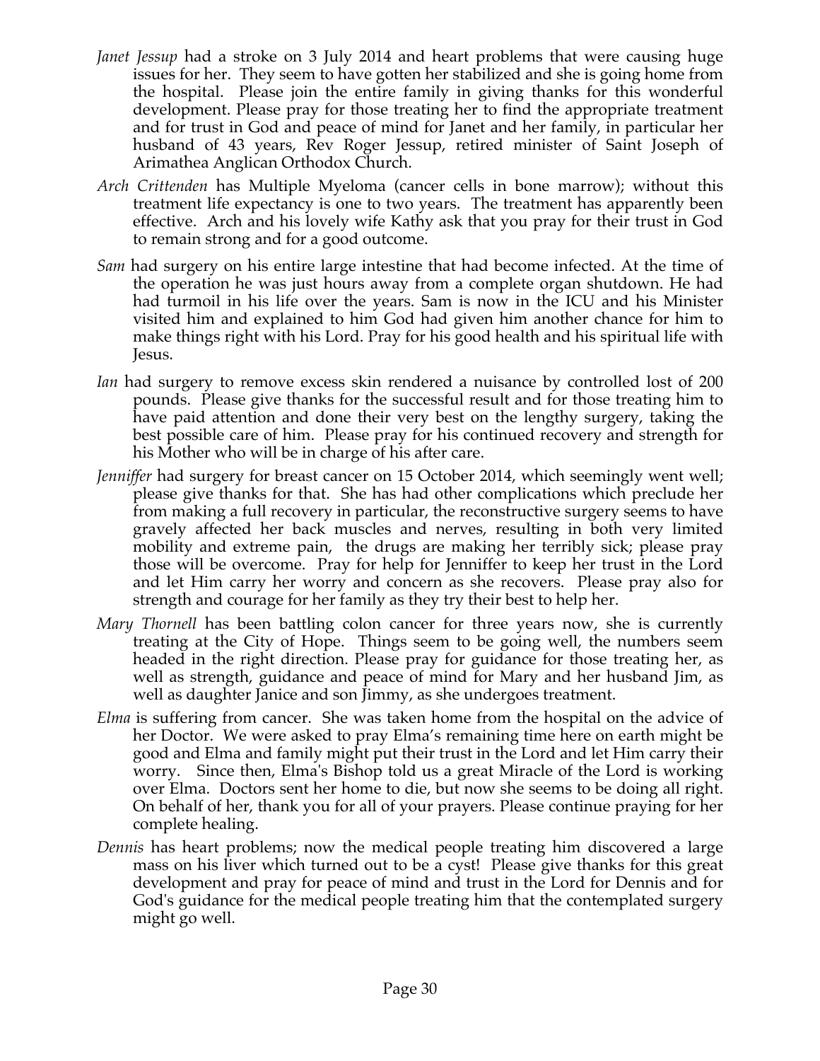- *Janet Jessup* had a stroke on 3 July 2014 and heart problems that were causing huge issues for her. They seem to have gotten her stabilized and she is going home from the hospital. Please join the entire family in giving thanks for this wonderful development. Please pray for those treating her to find the appropriate treatment and for trust in God and peace of mind for Janet and her family, in particular her husband of 43 years, Rev Roger Jessup, retired minister of Saint Joseph of Arimathea Anglican Orthodox Church.
- *Arch Crittenden* has Multiple Myeloma (cancer cells in bone marrow); without this treatment life expectancy is one to two years. The treatment has apparently been effective. Arch and his lovely wife Kathy ask that you pray for their trust in God to remain strong and for a good outcome.
- *Sam* had surgery on his entire large intestine that had become infected. At the time of the operation he was just hours away from a complete organ shutdown. He had had turmoil in his life over the years. Sam is now in the ICU and his Minister visited him and explained to him God had given him another chance for him to make things right with his Lord. Pray for his good health and his spiritual life with Jesus.
- *Ian* had surgery to remove excess skin rendered a nuisance by controlled lost of 200 pounds. Please give thanks for the successful result and for those treating him to have paid attention and done their very best on the lengthy surgery, taking the best possible care of him. Please pray for his continued recovery and strength for his Mother who will be in charge of his after care.
- *Jenniffer* had surgery for breast cancer on 15 October 2014, which seemingly went well; please give thanks for that. She has had other complications which preclude her from making a full recovery in particular, the reconstructive surgery seems to have gravely affected her back muscles and nerves, resulting in both very limited mobility and extreme pain, the drugs are making her terribly sick; please pray those will be overcome. Pray for help for Jenniffer to keep her trust in the Lord and let Him carry her worry and concern as she recovers. Please pray also for strength and courage for her family as they try their best to help her.
- *Mary Thornell* has been battling colon cancer for three years now, she is currently treating at the City of Hope. Things seem to be going well, the numbers seem headed in the right direction. Please pray for guidance for those treating her, as well as strength, guidance and peace of mind for Mary and her husband Jim, as well as daughter Janice and son Jimmy, as she undergoes treatment.
- *Elma* is suffering from cancer. She was taken home from the hospital on the advice of her Doctor. We were asked to pray Elma's remaining time here on earth might be good and Elma and family might put their trust in the Lord and let Him carry their worry. Since then, Elma's Bishop told us a great Miracle of the Lord is working over Elma. Doctors sent her home to die, but now she seems to be doing all right. On behalf of her, thank you for all of your prayers. Please continue praying for her complete healing.
- *Dennis* has heart problems; now the medical people treating him discovered a large mass on his liver which turned out to be a cyst! Please give thanks for this great development and pray for peace of mind and trust in the Lord for Dennis and for God's guidance for the medical people treating him that the contemplated surgery might go well.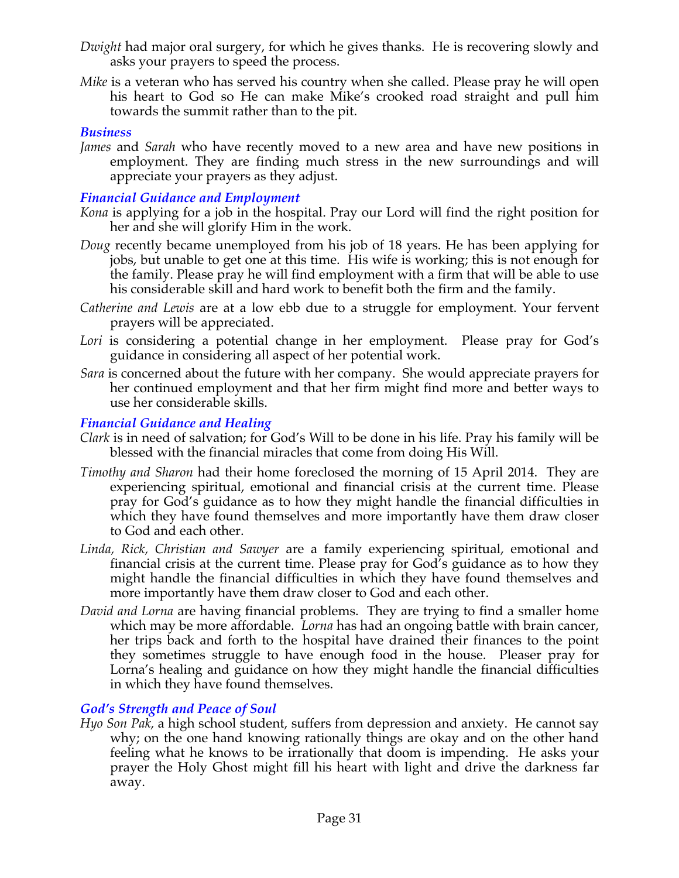*Dwight* had major oral surgery, for which he gives thanks. He is recovering slowly and asks your prayers to speed the process.

*Mike* is a veteran who has served his country when she called. Please pray he will open his heart to God so He can make Mike's crooked road straight and pull him towards the summit rather than to the pit.

### *Business*

*James* and *Sarah* who have recently moved to a new area and have new positions in employment. They are finding much stress in the new surroundings and will appreciate your prayers as they adjust.

### *Financial Guidance and Employment*

*Kona* is applying for a job in the hospital. Pray our Lord will find the right position for her and she will glorify Him in the work.

*Doug* recently became unemployed from his job of 18 years. He has been applying for jobs, but unable to get one at this time. His wife is working; this is not enough for the family. Please pray he will find employment with a firm that will be able to use his considerable skill and hard work to benefit both the firm and the family.

*Catherine and Lewis* are at a low ebb due to a struggle for employment. Your fervent prayers will be appreciated.

*Lori* is considering a potential change in her employment. Please pray for God's guidance in considering all aspect of her potential work.

*Sara* is concerned about the future with her company. She would appreciate prayers for her continued employment and that her firm might find more and better ways to use her considerable skills.

### *Financial Guidance and Healing*

*Clark* is in need of salvation; for God's Will to be done in his life. Pray his family will be blessed with the financial miracles that come from doing His Will.

*Timothy and Sharon* had their home foreclosed the morning of 15 April 2014. They are experiencing spiritual, emotional and financial crisis at the current time. Please pray for God's guidance as to how they might handle the financial difficulties in which they have found themselves and more importantly have them draw closer to God and each other.

*Linda, Rick, Christian and Sawyer* are a family experiencing spiritual, emotional and financial crisis at the current time. Please pray for God's guidance as to how they might handle the financial difficulties in which they have found themselves and more importantly have them draw closer to God and each other.

*David and Lorna* are having financial problems. They are trying to find a smaller home which may be more affordable. *Lorna* has had an ongoing battle with brain cancer, her trips back and forth to the hospital have drained their finances to the point they sometimes struggle to have enough food in the house. Pleaser pray for Lorna's healing and guidance on how they might handle the financial difficulties in which they have found themselves.

### *God's Strength and Peace of Soul*

*Hyo Son Pak*, a high school student, suffers from depression and anxiety. He cannot say why; on the one hand knowing rationally things are okay and on the other hand feeling what he knows to be irrationally that doom is impending. He asks your prayer the Holy Ghost might fill his heart with light and drive the darkness far away.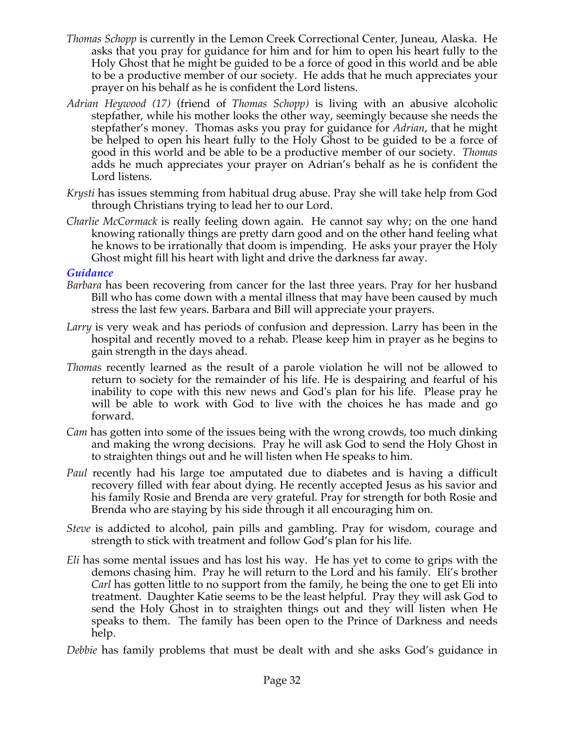*Thomas Schopp* is currently in the Lemon Creek Correctional Center, Juneau, Alaska. He asks that you pray for guidance for him and for him to open his heart fully to the Holy Ghost that he might be guided to be a force of good in this world and be able to be a productive member of our society. He adds that he much appreciates your prayer on his behalf as he is confident the Lord listens.

*Adrian Heywood (17)* (friend of *Thomas Schopp)* is living with an abusive alcoholic stepfather, while his mother looks the other way, seemingly because she needs the stepfather's money. Thomas asks you pray for guidance for *Adrian*, that he might be helped to open his heart fully to the Holy Ghost to be guided to be a force of good in this world and be able to be a productive member of our society. *Thomas* adds he much appreciates your prayer on Adrian's behalf as he is confident the Lord listens.

*Krysti* has issues stemming from habitual drug abuse. Pray she will take help from God through Christians trying to lead her to our Lord.

*Charlie McCormack* is really feeling down again. He cannot say why; on the one hand knowing rationally things are pretty darn good and on the other hand feeling what he knows to be irrationally that doom is impending. He asks your prayer the Holy Ghost might fill his heart with light and drive the darkness far away.

### *Guidance*

*Barbara* has been recovering from cancer for the last three years. Pray for her husband Bill who has come down with a mental illness that may have been caused by much stress the last few years. Barbara and Bill will appreciate your prayers.

*Larry* is very weak and has periods of confusion and depression. Larry has been in the hospital and recently moved to a rehab. Please keep him in prayer as he begins to gain strength in the days ahead.

*Thomas* recently learned as the result of a parole violation he will not be allowed to return to society for the remainder of his life. He is despairing and fearful of his inability to cope with this new news and God's plan for his life. Please pray he will be able to work with God to live with the choices he has made and go forward.

*Cam* has gotten into some of the issues being with the wrong crowds, too much dinking and making the wrong decisions. Pray he will ask God to send the Holy Ghost in to straighten things out and he will listen when He speaks to him.

*Paul* recently had his large toe amputated due to diabetes and is having a difficult recovery filled with fear about dying. He recently accepted Jesus as his savior and his family Rosie and Brenda are very grateful. Pray for strength for both Rosie and Brenda who are staying by his side through it all encouraging him on.

*Steve* is addicted to alcohol, pain pills and gambling. Pray for wisdom, courage and strength to stick with treatment and follow God's plan for his life.

*Eli* has some mental issues and has lost his way. He has yet to come to grips with the demons chasing him. Pray he will return to the Lord and his family. Eli's brother *Carl* has gotten little to no support from the family, he being the one to get Eli into treatment. Daughter Katie seems to be the least helpful. Pray they will ask God to send the Holy Ghost in to straighten things out and they will listen when He speaks to them. The family has been open to the Prince of Darkness and needs help.

*Debbie* has family problems that must be dealt with and she asks God's guidance in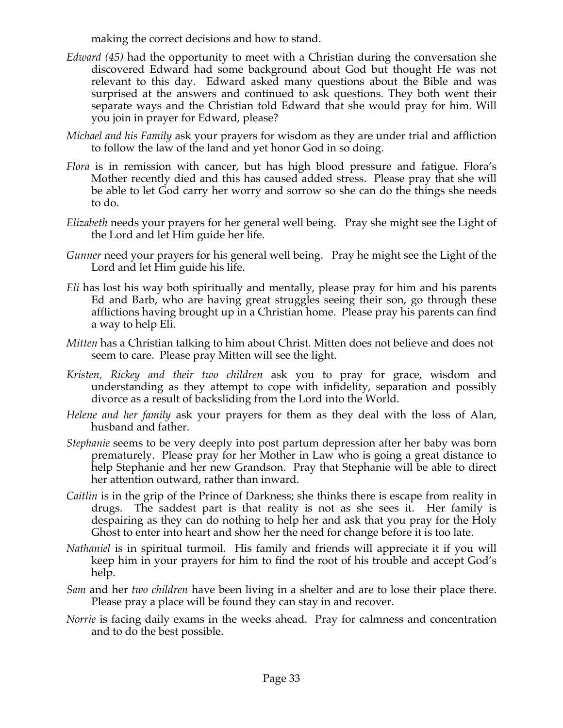making the correct decisions and how to stand.

*Edward (45)* had the opportunity to meet with a Christian during the conversation she discovered Edward had some background about God but thought He was not relevant to this day. Edward asked many questions about the Bible and was surprised at the answers and continued to ask questions. They both went their separate ways and the Christian told Edward that she would pray for him. Will you join in prayer for Edward, please?

*Michael and his Family* ask your prayers for wisdom as they are under trial and affliction to follow the law of the land and yet honor God in so doing.

*Flora* is in remission with cancer, but has high blood pressure and fatigue. Flora's Mother recently died and this has caused added stress. Please pray that she will be able to let God carry her worry and sorrow so she can do the things she needs to do.

*Elizabeth* needs your prayers for her general well being. Pray she might see the Light of the Lord and let Him guide her life.

*Gunner* need your prayers for his general well being. Pray he might see the Light of the Lord and let Him guide his life.

*Eli* has lost his way both spiritually and mentally, please pray for him and his parents Ed and Barb, who are having great struggles seeing their son, go through these afflictions having brought up in a Christian home. Please pray his parents can find a way to help Eli.

*Mitten* has a Christian talking to him about Christ. Mitten does not believe and does not seem to care. Please pray Mitten will see the light.

*Kristen, Rickey and their two children* ask you to pray for grace, wisdom and understanding as they attempt to cope with infidelity, separation and possibly divorce as a result of backsliding from the Lord into the World.

*Helene and her family* ask your prayers for them as they deal with the loss of Alan, husband and father.

*Stephanie* seems to be very deeply into post partum depression after her baby was born prematurely. Please pray for her Mother in Law who is going a great distance to help Stephanie and her new Grandson. Pray that Stephanie will be able to direct her attention outward, rather than inward.

*Caitlin* is in the grip of the Prince of Darkness; she thinks there is escape from reality in drugs. The saddest part is that reality is not as she sees it. Her family is despairing as they can do nothing to help her and ask that you pray for the Holy Ghost to enter into heart and show her the need for change before it is too late.

*Nathaniel* is in spiritual turmoil. His family and friends will appreciate it if you will keep him in your prayers for him to find the root of his trouble and accept God's help.

*Sam* and her *two children* have been living in a shelter and are to lose their place there. Please pray a place will be found they can stay in and recover.

*Norrie* is facing daily exams in the weeks ahead. Pray for calmness and concentration and to do the best possible.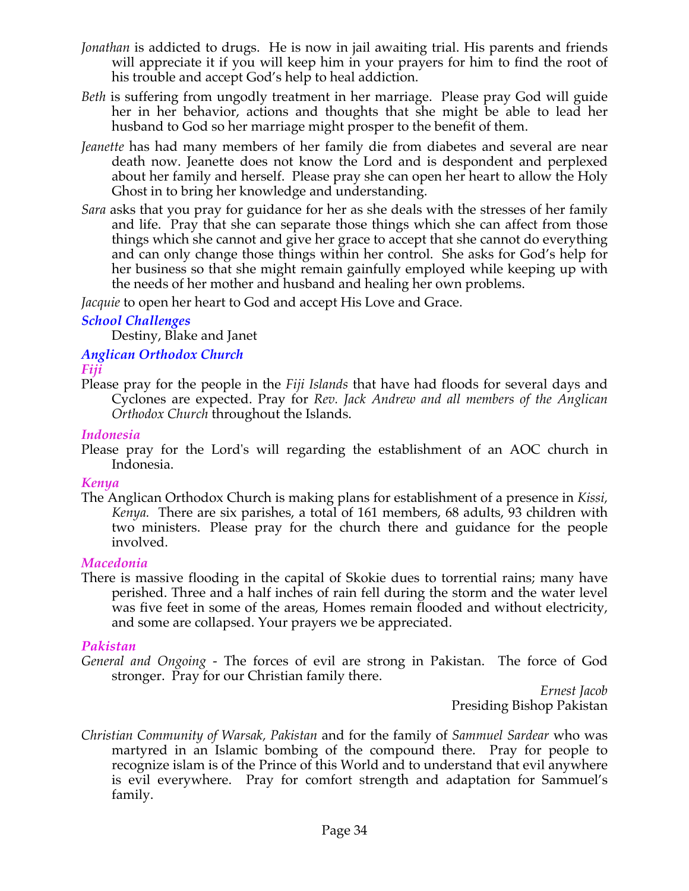*Jonathan* is addicted to drugs. He is now in jail awaiting trial. His parents and friends will appreciate it if you will keep him in your prayers for him to find the root of his trouble and accept God's help to heal addiction.

*Beth* is suffering from ungodly treatment in her marriage. Please pray God will guide her in her behavior, actions and thoughts that she might be able to lead her husband to God so her marriage might prosper to the benefit of them.

*Jeanette* has had many members of her family die from diabetes and several are near death now. Jeanette does not know the Lord and is despondent and perplexed about her family and herself. Please pray she can open her heart to allow the Holy Ghost in to bring her knowledge and understanding.

*Sara* asks that you pray for guidance for her as she deals with the stresses of her family and life. Pray that she can separate those things which she can affect from those things which she cannot and give her grace to accept that she cannot do everything and can only change those things within her control. She asks for God's help for her business so that she might remain gainfully employed while keeping up with the needs of her mother and husband and healing her own problems.

*Jacquie* to open her heart to God and accept His Love and Grace.

### *School Challenges*

Destiny, Blake and Janet

### *Anglican Orthodox Church*

#### *Fiji*

Please pray for the people in the *Fiji Islands* that have had floods for several days and Cyclones are expected. Pray for *Rev. Jack Andrew and all members of the Anglican Orthodox Church* throughout the Islands.

#### *Indonesia*

Please pray for the Lord's will regarding the establishment of an AOC church in Indonesia.

#### *Kenya*

The Anglican Orthodox Church is making plans for establishment of a presence in *Kissi, Kenya.* There are six parishes, a total of 161 members, 68 adults, 93 children with two ministers. Please pray for the church there and guidance for the people involved.

#### *Macedonia*

There is massive flooding in the capital of Skokie dues to torrential rains; many have perished. Three and a half inches of rain fell during the storm and the water level was five feet in some of the areas, Homes remain flooded and without electricity, and some are collapsed. Your prayers we be appreciated.

#### *Pakistan*

*General and Ongoing* - The forces of evil are strong in Pakistan. The force of God stronger. Pray for our Christian family there.

*Ernest Jacob*
Presiding Bishop Pakistan

*Christian Community of Warsak, Pakistan* and for the family of *Sammuel Sardear* who was martyred in an Islamic bombing of the compound there. Pray for people to recognize islam is of the Prince of this World and to understand that evil anywhere is evil everywhere. Pray for comfort strength and adaptation for Sammuel's family.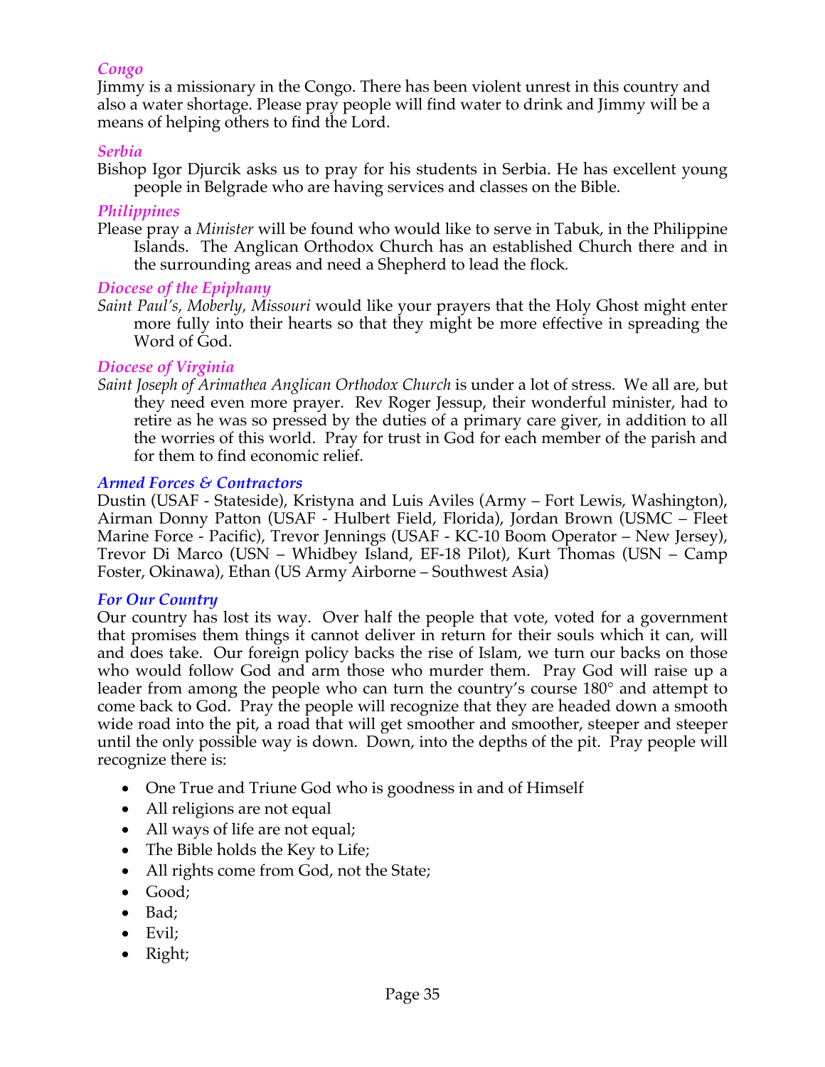### *Congo*

Jimmy is a missionary in the Congo. There has been violent unrest in this country and also a water shortage. Please pray people will find water to drink and Jimmy will be a means of helping others to find the Lord.

### *Serbia*

Bishop Igor Djurcik asks us to pray for his students in Serbia. He has excellent young people in Belgrade who are having services and classes on the Bible.

### *Philippines*

Please pray a *Minister* will be found who would like to serve in Tabuk, in the Philippine Islands. The Anglican Orthodox Church has an established Church there and in the surrounding areas and need a Shepherd to lead the flock.

### *Diocese of the Epiphany*

*Saint Paul's, Moberly, Missouri* would like your prayers that the Holy Ghost might enter more fully into their hearts so that they might be more effective in spreading the Word of God.

### *Diocese of Virginia*

*Saint Joseph of Arimathea Anglican Orthodox Church* is under a lot of stress. We all are, but they need even more prayer. Rev Roger Jessup, their wonderful minister, had to retire as he was so pressed by the duties of a primary care giver, in addition to all the worries of this world. Pray for trust in God for each member of the parish and for them to find economic relief.

### *Armed Forces & Contractors*

Dustin (USAF - Stateside), Kristyna and Luis Aviles (Army – Fort Lewis, Washington), Airman Donny Patton (USAF - Hulbert Field, Florida), Jordan Brown (USMC – Fleet Marine Force - Pacific), Trevor Jennings (USAF - KC-10 Boom Operator – New Jersey), Trevor Di Marco (USN – Whidbey Island, EF-18 Pilot), Kurt Thomas (USN – Camp Foster, Okinawa), Ethan (US Army Airborne – Southwest Asia)

### *For Our Country*

Our country has lost its way. Over half the people that vote, voted for a government that promises them things it cannot deliver in return for their souls which it can, will and does take. Our foreign policy backs the rise of Islam, we turn our backs on those who would follow God and arm those who murder them. Pray God will raise up a leader from among the people who can turn the country's course 180° and attempt to come back to God. Pray the people will recognize that they are headed down a smooth wide road into the pit, a road that will get smoother and smoother, steeper and steeper until the only possible way is down. Down, into the depths of the pit. Pray people will recognize there is:

- One True and Triune God who is goodness in and of Himself
- All religions are not equal
- All ways of life are not equal;
- The Bible holds the Key to Life;
- All rights come from God, not the State;
- Good;
- Bad;
- Evil;
- Right;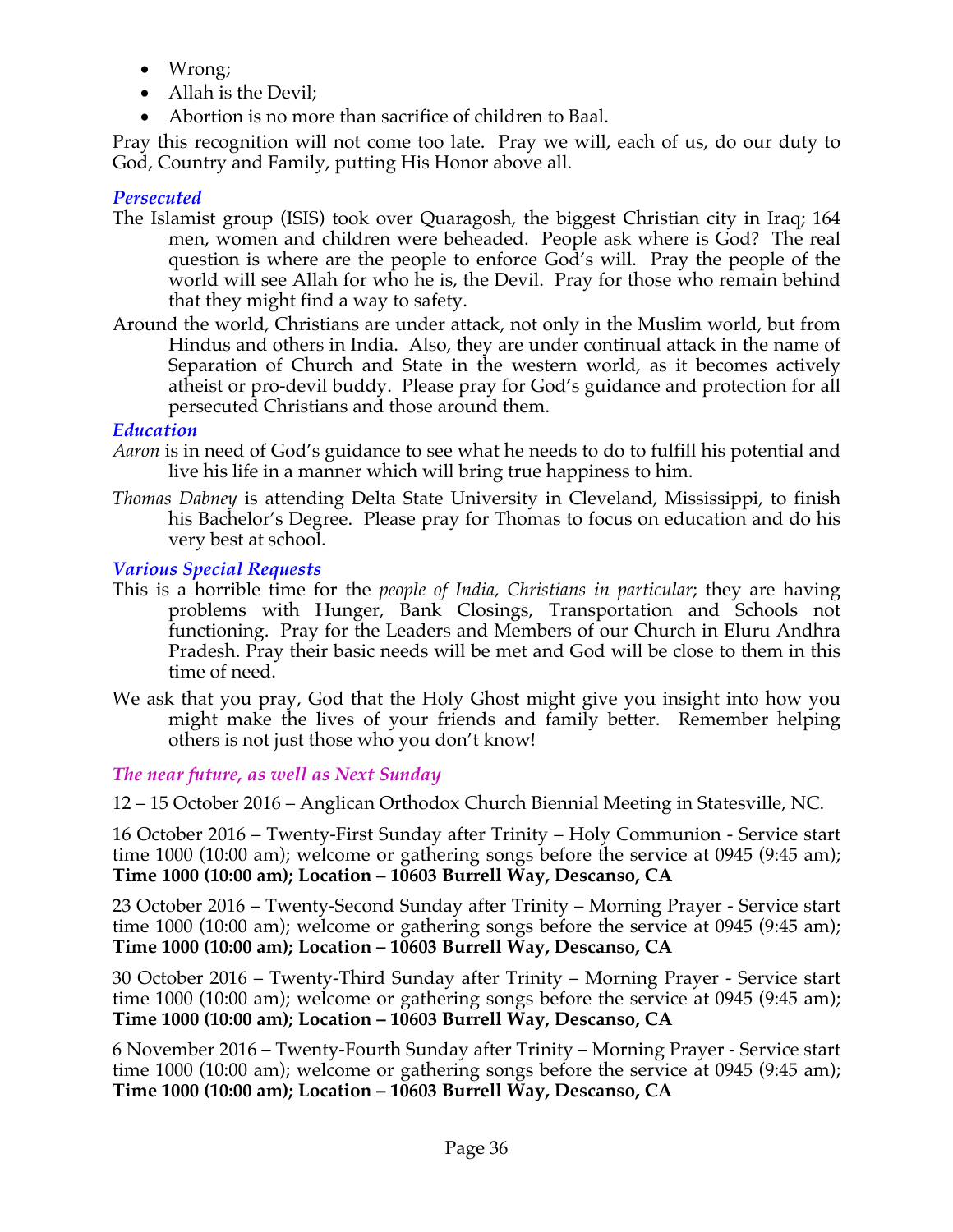- Wrong;
- Allah is the Devil;
- Abortion is no more than sacrifice of children to Baal.

Pray this recognition will not come too late. Pray we will, each of us, do our duty to God, Country and Family, putting His Honor above all.

### *Persecuted*

The Islamist group (ISIS) took over Quaragosh, the biggest Christian city in Iraq; 164 men, women and children were beheaded. People ask where is God? The real question is where are the people to enforce God's will. Pray the people of the world will see Allah for who he is, the Devil. Pray for those who remain behind that they might find a way to safety.

Around the world, Christians are under attack, not only in the Muslim world, but from Hindus and others in India. Also, they are under continual attack in the name of Separation of Church and State in the western world, as it becomes actively atheist or pro-devil buddy. Please pray for God's guidance and protection for all persecuted Christians and those around them.

### *Education*

*Aaron* is in need of God's guidance to see what he needs to do to fulfill his potential and live his life in a manner which will bring true happiness to him.

*Thomas Dabney* is attending Delta State University in Cleveland, Mississippi, to finish his Bachelor's Degree. Please pray for Thomas to focus on education and do his very best at school.

### *Various Special Requests*

This is a horrible time for the *people of India, Christians in particular*; they are having problems with Hunger, Bank Closings, Transportation and Schools not functioning. Pray for the Leaders and Members of our Church in Eluru Andhra Pradesh. Pray their basic needs will be met and God will be close to them in this time of need.

We ask that you pray, God that the Holy Ghost might give you insight into how you might make the lives of your friends and family better. Remember helping others is not just those who you don't know!

### *The near future, as well as Next Sunday*

12 – 15 October 2016 – Anglican Orthodox Church Biennial Meeting in Statesville, NC.

16 October 2016 – Twenty-First Sunday after Trinity – Holy Communion - Service start time 1000 (10:00 am); welcome or gathering songs before the service at 0945 (9:45 am); **Time 1000 (10:00 am); Location – 10603 Burrell Way, Descanso, CA**

23 October 2016 – Twenty-Second Sunday after Trinity – Morning Prayer - Service start time 1000 (10:00 am); welcome or gathering songs before the service at 0945 (9:45 am); **Time 1000 (10:00 am); Location – 10603 Burrell Way, Descanso, CA**

30 October 2016 – Twenty-Third Sunday after Trinity – Morning Prayer - Service start time 1000 (10:00 am); welcome or gathering songs before the service at 0945 (9:45 am); **Time 1000 (10:00 am); Location – 10603 Burrell Way, Descanso, CA**

6 November 2016 – Twenty-Fourth Sunday after Trinity – Morning Prayer - Service start time 1000 (10:00 am); welcome or gathering songs before the service at 0945 (9:45 am); **Time 1000 (10:00 am); Location – 10603 Burrell Way, Descanso, CA**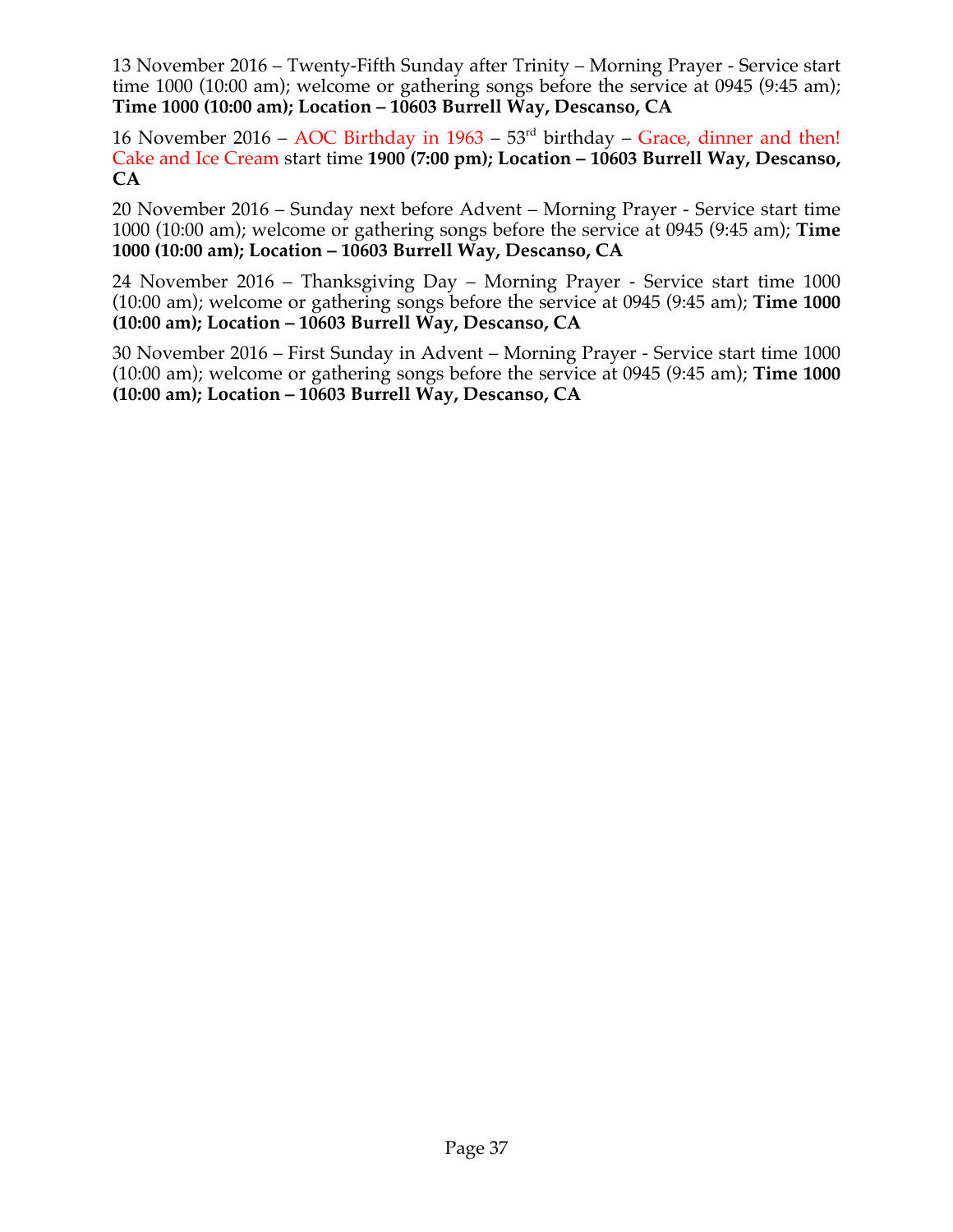13 November 2016 – Twenty-Fifth Sunday after Trinity – Morning Prayer - Service start time 1000 (10:00 am); welcome or gathering songs before the service at 0945 (9:45 am); **Time 1000 (10:00 am); Location – 10603 Burrell Way, Descanso, CA**

16 November 2016 – AOC Birthday in 1963 – 53rd birthday – Grace, dinner and then! Cake and Ice Cream start time **1900 (7:00 pm); Location – 10603 Burrell Way, Descanso, CA**

20 November 2016 – Sunday next before Advent – Morning Prayer - Service start time 1000 (10:00 am); welcome or gathering songs before the service at 0945 (9:45 am); **Time 1000 (10:00 am); Location – 10603 Burrell Way, Descanso, CA**

24 November 2016 – Thanksgiving Day – Morning Prayer - Service start time 1000 (10:00 am); welcome or gathering songs before the service at 0945 (9:45 am); **Time 1000 (10:00 am); Location – 10603 Burrell Way, Descanso, CA**

30 November 2016 – First Sunday in Advent – Morning Prayer - Service start time 1000 (10:00 am); welcome or gathering songs before the service at 0945 (9:45 am); **Time 1000 (10:00 am); Location – 10603 Burrell Way, Descanso, CA**